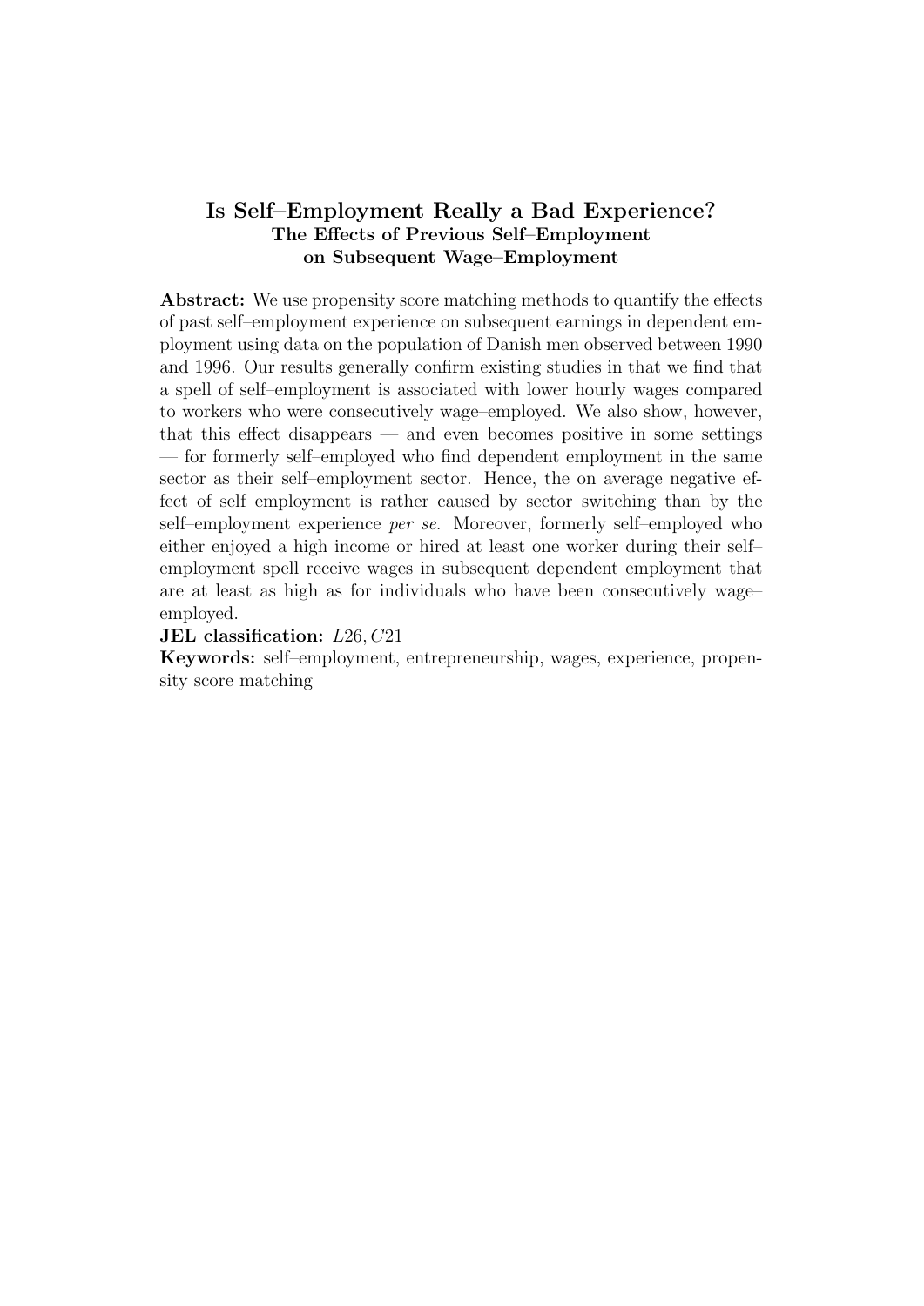# Is Self–Employment Really a Bad Experience?

## The Effects of Previous Self–Employment on Subsequent Wage–Employment

**Abstract:** We use propensity score matching methods to quantify the effects of past self–employment experience on subsequent earnings in dependent employment using data on the population of Danish men observed between 1990 and 1996. Our results generally confirm existing studies in that we find that a spell of self–employment is associated with lower hourly wages compared to workers who were consecutively wage–employed. We also show, however, that this effect disappears — and even becomes positive in some settings — for formerly self–employed who find dependent employment in the same sector as their self–employment sector. Hence, the on average negative effect of self–employment is rather caused by sector–switching than by the self–employment experience *per se*. Moreover, formerly self–employed who either enjoyed a high income or hired at least one worker during their self–employment spell receive wages in subsequent dependent employment that are at least as high as for individuals who have been consecutively wage–employed.

**JEL classification:** $L26, C21$

**Keywords:** self–employment, entrepreneurship, wages, experience, propensity score matching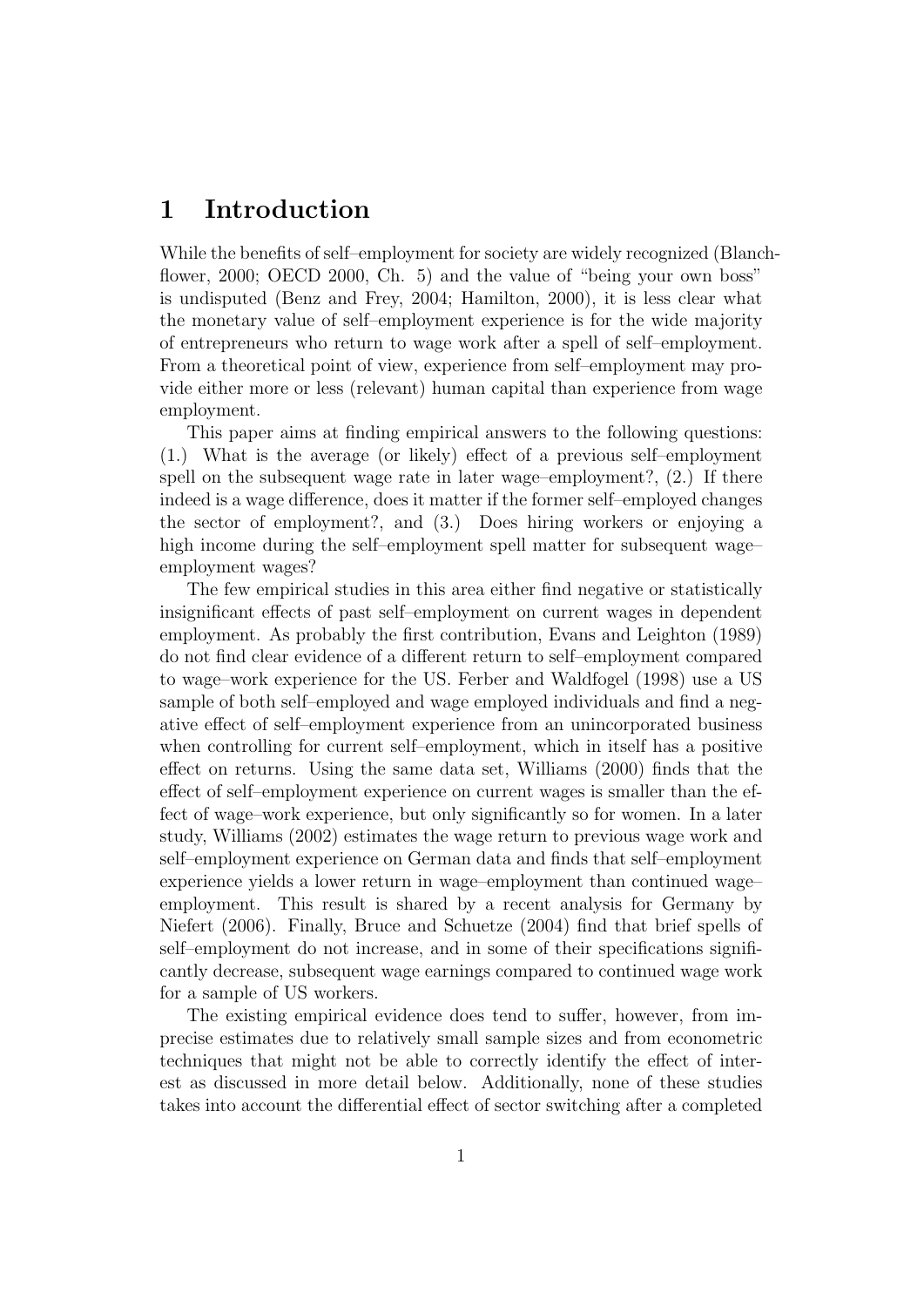# 1 Introduction

While the benefits of self–employment for society are widely recognized (Blanchflower, 2000; OECD 2000, Ch. 5) and the value of "being your own boss" is undisputed (Benz and Frey, 2004; Hamilton, 2000), it is less clear what the monetary value of self–employment experience is for the wide majority of entrepreneurs who return to wage work after a spell of self–employment. From a theoretical point of view, experience from self–employment may provide either more or less (relevant) human capital than experience from wage employment.

This paper aims at finding empirical answers to the following questions: (1.) What is the average (or likely) effect of a previous self–employment spell on the subsequent wage rate in later wage–employment?, (2.) If there indeed is a wage difference, does it matter if the former self–employed changes the sector of employment?, and (3.) Does hiring workers or enjoying a high income during the self–employment spell matter for subsequent wage–employment wages?

The few empirical studies in this area either find negative or statistically insignificant effects of past self–employment on current wages in dependent employment. As probably the first contribution, Evans and Leighton (1989) do not find clear evidence of a different return to self–employment compared to wage–work experience for the US. Ferber and Waldfogel (1998) use a US sample of both self–employed and wage employed individuals and find a negative effect of self–employment experience from an unincorporated business when controlling for current self–employment, which in itself has a positive effect on returns. Using the same data set, Williams (2000) finds that the effect of self–employment experience on current wages is smaller than the effect of wage–work experience, but only significantly so for women. In a later study, Williams (2002) estimates the wage return to previous wage work and self–employment experience on German data and finds that self–employment experience yields a lower return in wage–employment than continued wage–employment. This result is shared by a recent analysis for Germany by Niefert (2006). Finally, Bruce and Schuetze (2004) find that brief spells of self–employment do not increase, and in some of their specifications significantly decrease, subsequent wage earnings compared to continued wage work for a sample of US workers.

The existing empirical evidence does tend to suffer, however, from imprecise estimates due to relatively small sample sizes and from econometric techniques that might not be able to correctly identify the effect of interest as discussed in more detail below. Additionally, none of these studies takes into account the differential effect of sector switching after a completed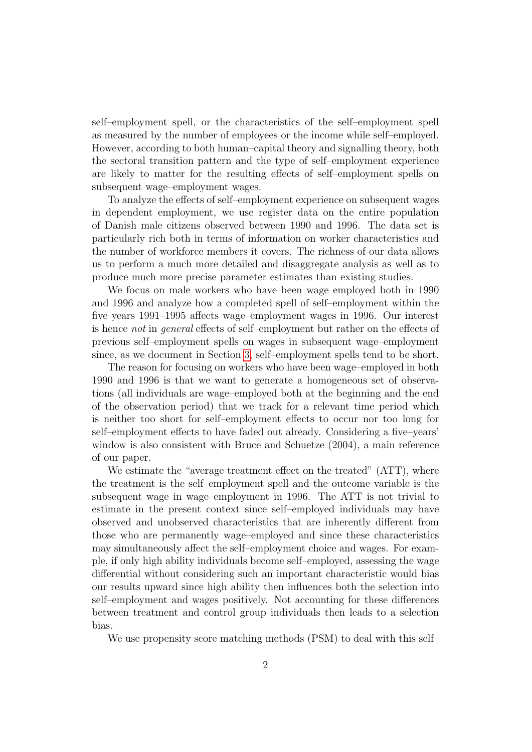self–employment spell, or the characteristics of the self–employment spell as measured by the number of employees or the income while self–employed. However, according to both human–capital theory and signalling theory, both the sectoral transition pattern and the type of self–employment experience are likely to matter for the resulting effects of self–employment spells on subsequent wage–employment wages.

To analyze the effects of self–employment experience on subsequent wages in dependent employment, we use register data on the entire population of Danish male citizens observed between 1990 and 1996. The data set is particularly rich both in terms of information on worker characteristics and the number of workforce members it covers. The richness of our data allows us to perform a much more detailed and disaggregate analysis as well as to produce much more precise parameter estimates than existing studies.

We focus on male workers who have been wage employed both in 1990 and 1996 and analyze how a completed spell of self–employment within the five years 1991–1995 affects wage–employment wages in 1996. Our interest is hence *not* in *general* effects of self–employment but rather on the effects of previous self–employment spells on wages in subsequent wage–employment since, as we document in Section 3, self–employment spells tend to be short.

The reason for focusing on workers who have been wage–employed in both 1990 and 1996 is that we want to generate a homogeneous set of observations (all individuals are wage–employed both at the beginning and the end of the observation period) that we track for a relevant time period which is neither too short for self–employment effects to occur nor too long for self–employment effects to have faded out already. Considering a five–years' window is also consistent with Bruce and Schuetze (2004), a main reference of our paper.

We estimate the "average treatment effect on the treated" (ATT), where the treatment is the self–employment spell and the outcome variable is the subsequent wage in wage–employment in 1996. The ATT is not trivial to estimate in the present context since self–employed individuals may have observed and unobserved characteristics that are inherently different from those who are permanently wage–employed and since these characteristics may simultaneously affect the self–employment choice and wages. For example, if only high ability individuals become self–employed, assessing the wage differential without considering such an important characteristic would bias our results upward since high ability then influences both the selection into self–employment and wages positively. Not accounting for these differences between treatment and control group individuals then leads to a selection bias.

We use propensity score matching methods (PSM) to deal with this self–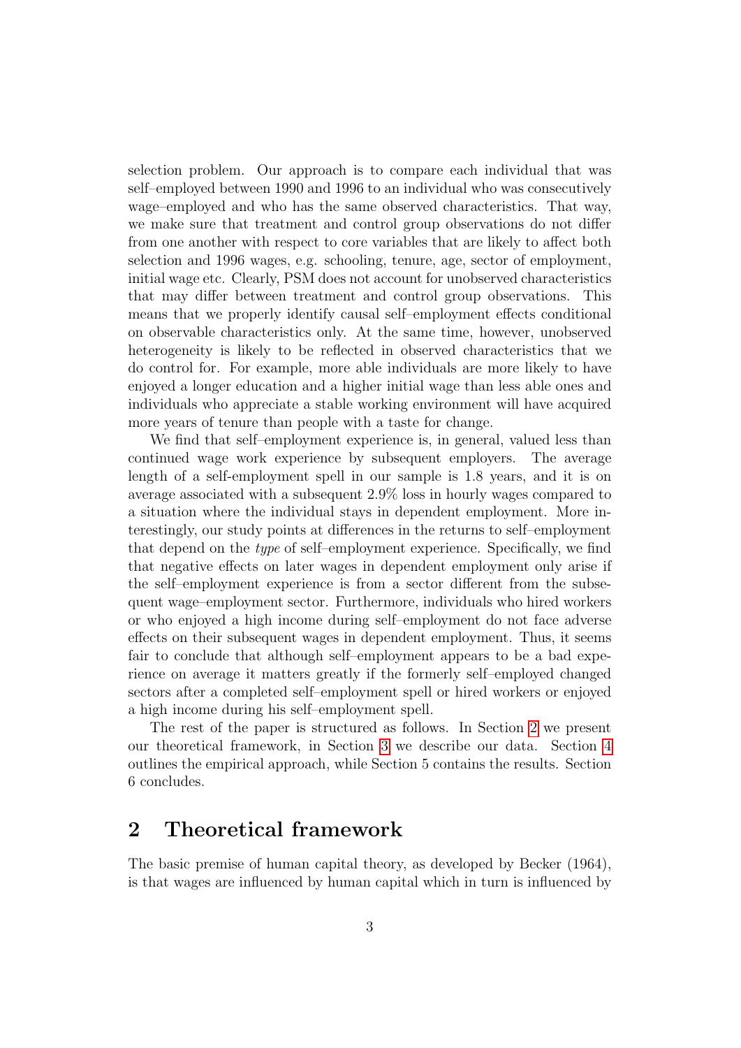selection problem. Our approach is to compare each individual that was self–employed between 1990 and 1996 to an individual who was consecutively wage–employed and who has the same observed characteristics. That way, we make sure that treatment and control group observations do not differ from one another with respect to core variables that are likely to affect both selection and 1996 wages, e.g. schooling, tenure, age, sector of employment, initial wage etc. Clearly, PSM does not account for unobserved characteristics that may differ between treatment and control group observations. This means that we properly identify causal self–employment effects conditional on observable characteristics only. At the same time, however, unobserved heterogeneity is likely to be reflected in observed characteristics that we do control for. For example, more able individuals are more likely to have enjoyed a longer education and a higher initial wage than less able ones and individuals who appreciate a stable working environment will have acquired more years of tenure than people with a taste for change.

We find that self–employment experience is, in general, valued less than continued wage work experience by subsequent employers. The average length of a self-employment spell in our sample is 1.8 years, and it is on average associated with a subsequent 2.9% loss in hourly wages compared to a situation where the individual stays in dependent employment. More interestingly, our study points at differences in the returns to self–employment that depend on the *type* of self–employment experience. Specifically, we find that negative effects on later wages in dependent employment only arise if the self–employment experience is from a sector different from the subsequent wage–employment sector. Furthermore, individuals who hired workers or who enjoyed a high income during self–employment do not face adverse effects on their subsequent wages in dependent employment. Thus, it seems fair to conclude that although self–employment appears to be a bad experience on average it matters greatly if the formerly self–employed changed sectors after a completed self–employment spell or hired workers or enjoyed a high income during his self–employment spell.

The rest of the paper is structured as follows. In Section 2 we present our theoretical framework, in Section 3 we describe our data. Section 4 outlines the empirical approach, while Section 5 contains the results. Section 6 concludes.

## 2 Theoretical framework

The basic premise of human capital theory, as developed by Becker (1964), is that wages are influenced by human capital which in turn is influenced by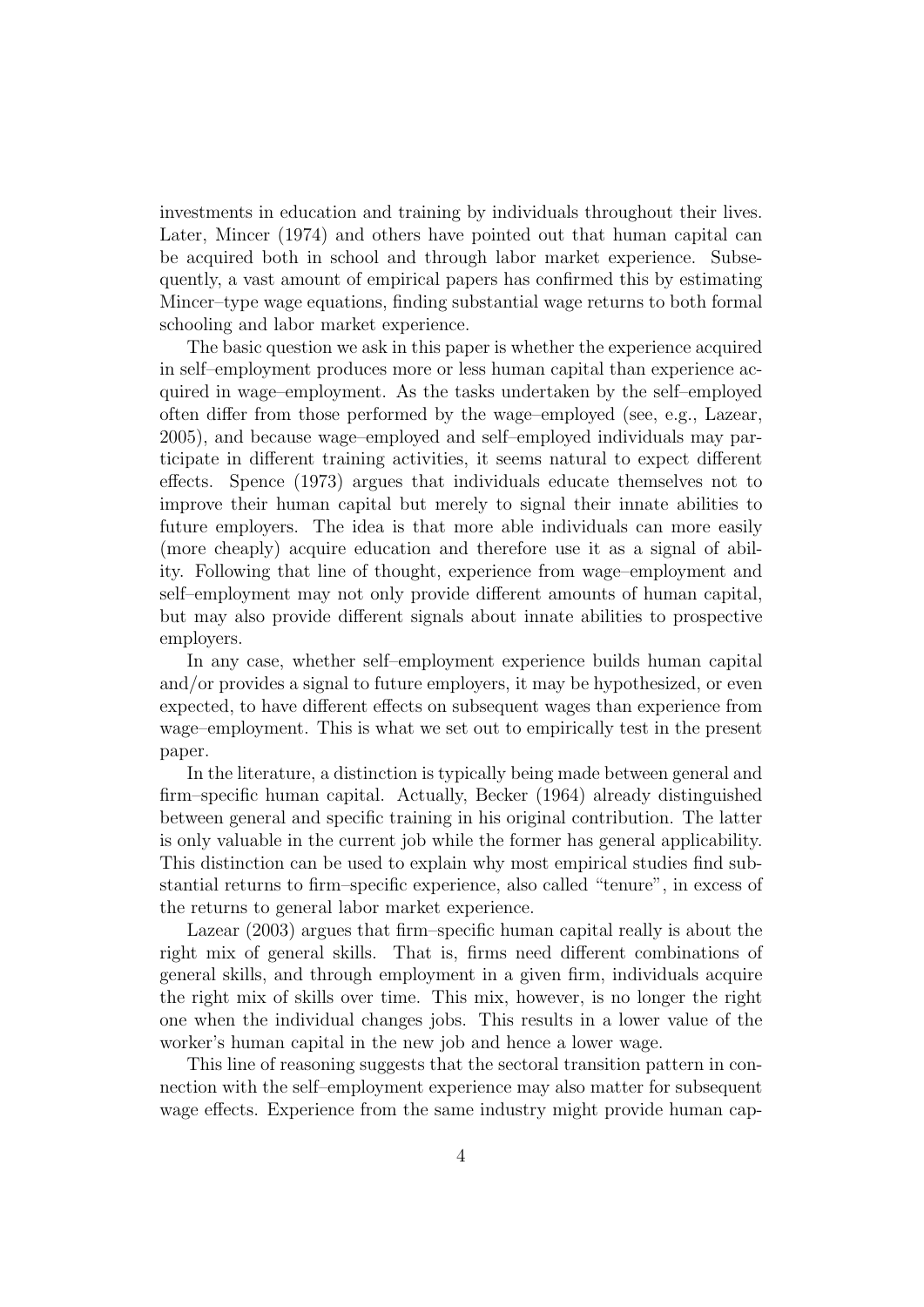investments in education and training by individuals throughout their lives. Later, Mincer (1974) and others have pointed out that human capital can be acquired both in school and through labor market experience. Subsequently, a vast amount of empirical papers has confirmed this by estimating Mincer–type wage equations, finding substantial wage returns to both formal schooling and labor market experience.

The basic question we ask in this paper is whether the experience acquired in self–employment produces more or less human capital than experience acquired in wage–employment. As the tasks undertaken by the self–employed often differ from those performed by the wage–employed (see, e.g., Lazear, 2005), and because wage–employed and self–employed individuals may participate in different training activities, it seems natural to expect different effects. Spence (1973) argues that individuals educate themselves not to improve their human capital but merely to signal their innate abilities to future employers. The idea is that more able individuals can more easily (more cheaply) acquire education and therefore use it as a signal of ability. Following that line of thought, experience from wage–employment and self–employment may not only provide different amounts of human capital, but may also provide different signals about innate abilities to prospective employers.

In any case, whether self–employment experience builds human capital and/or provides a signal to future employers, it may be hypothesized, or even expected, to have different effects on subsequent wages than experience from wage–employment. This is what we set out to empirically test in the present paper.

In the literature, a distinction is typically being made between general and firm–specific human capital. Actually, Becker (1964) already distinguished between general and specific training in his original contribution. The latter is only valuable in the current job while the former has general applicability. This distinction can be used to explain why most empirical studies find substantial returns to firm–specific experience, also called "tenure", in excess of the returns to general labor market experience.

Lazear (2003) argues that firm–specific human capital really is about the right mix of general skills. That is, firms need different combinations of general skills, and through employment in a given firm, individuals acquire the right mix of skills over time. This mix, however, is no longer the right one when the individual changes jobs. This results in a lower value of the worker's human capital in the new job and hence a lower wage.

This line of reasoning suggests that the sectoral transition pattern in connection with the self–employment experience may also matter for subsequent wage effects. Experience from the same industry might provide human cap-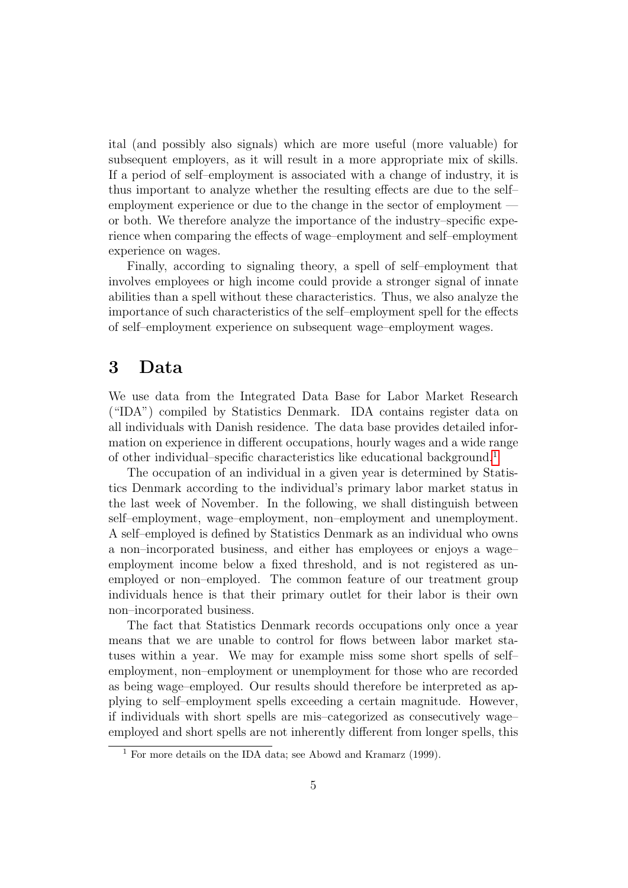ital (and possibly also signals) which are more useful (more valuable) for subsequent employers, as it will result in a more appropriate mix of skills. If a period of self–employment is associated with a change of industry, it is thus important to analyze whether the resulting effects are due to the self–employment experience or due to the change in the sector of employment — or both. We therefore analyze the importance of the industry–specific experience when comparing the effects of wage–employment and self–employment experience on wages.

Finally, according to signaling theory, a spell of self–employment that involves employees or high income could provide a stronger signal of innate abilities than a spell without these characteristics. Thus, we also analyze the importance of such characteristics of the self–employment spell for the effects of self–employment experience on subsequent wage–employment wages.

# 3 Data

We use data from the Integrated Data Base for Labor Market Research ("IDA") compiled by Statistics Denmark. IDA contains register data on all individuals with Danish residence. The data base provides detailed information on experience in different occupations, hourly wages and a wide range of other individual–specific characteristics like educational background.[1]

The occupation of an individual in a given year is determined by Statistics Denmark according to the individual's primary labor market status in the last week of November. In the following, we shall distinguish between self–employment, wage–employment, non–employment and unemployment. A self–employed is defined by Statistics Denmark as an individual who owns a non–incorporated business, and either has employees or enjoys a wage–employment income below a fixed threshold, and is not registered as unemployed or non–employed. The common feature of our treatment group individuals hence is that their primary outlet for their labor is their own non–incorporated business.

The fact that Statistics Denmark records occupations only once a year means that we are unable to control for flows between labor market statuses within a year. We may for example miss some short spells of self–employment, non–employment or unemployment for those who are recorded as being wage–employed. Our results should therefore be interpreted as applying to self–employment spells exceeding a certain magnitude. However, if individuals with short spells are mis–categorized as consecutively wage–employed and short spells are not inherently different from longer spells, this

[1] For more details on the IDA data; see Abowd and Kramarz (1999).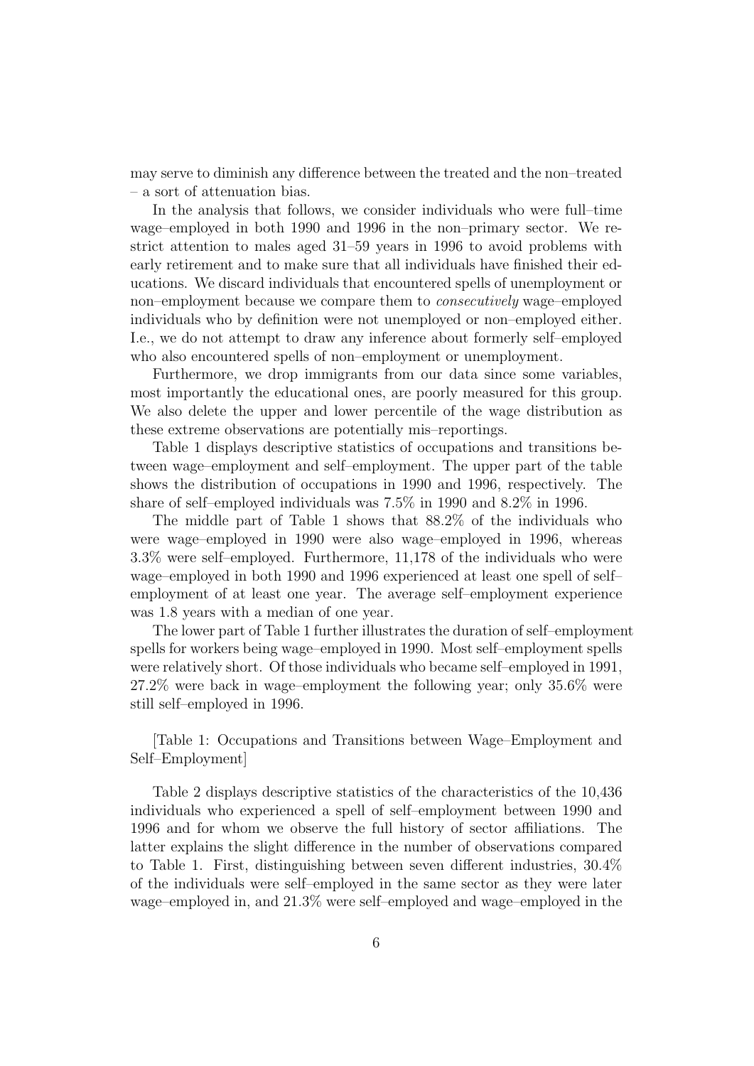may serve to diminish any difference between the treated and the non–treated – a sort of attenuation bias.

In the analysis that follows, we consider individuals who were full–time wage–employed in both 1990 and 1996 in the non–primary sector. We restrict attention to males aged 31–59 years in 1996 to avoid problems with early retirement and to make sure that all individuals have finished their educations. We discard individuals that encountered spells of unemployment or non–employment because we compare them to *consecutively* wage–employed individuals who by definition were not unemployed or non–employed either. I.e., we do not attempt to draw any inference about formerly self–employed who also encountered spells of non–employment or unemployment.

Furthermore, we drop immigrants from our data since some variables, most importantly the educational ones, are poorly measured for this group. We also delete the upper and lower percentile of the wage distribution as these extreme observations are potentially mis–reportings.

Table 1 displays descriptive statistics of occupations and transitions between wage–employment and self–employment. The upper part of the table shows the distribution of occupations in 1990 and 1996, respectively. The share of self–employed individuals was 7.5% in 1990 and 8.2% in 1996.

The middle part of Table 1 shows that 88.2% of the individuals who were wage–employed in 1990 were also wage–employed in 1996, whereas 3.3% were self–employed. Furthermore, 11,178 of the individuals who were wage–employed in both 1990 and 1996 experienced at least one spell of self–employment of at least one year. The average self–employment experience was 1.8 years with a median of one year.

The lower part of Table 1 further illustrates the duration of self–employment spells for workers being wage–employed in 1990. Most self–employment spells were relatively short. Of those individuals who became self–employed in 1991, 27.2% were back in wage–employment the following year; only 35.6% were still self–employed in 1996.

[Table 1: Occupations and Transitions between Wage–Employment and Self–Employment]

Table 2 displays descriptive statistics of the characteristics of the 10,436 individuals who experienced a spell of self–employment between 1990 and 1996 and for whom we observe the full history of sector affiliations. The latter explains the slight difference in the number of observations compared to Table 1. First, distinguishing between seven different industries, 30.4% of the individuals were self–employed in the same sector as they were later wage–employed in, and 21.3% were self–employed and wage–employed in the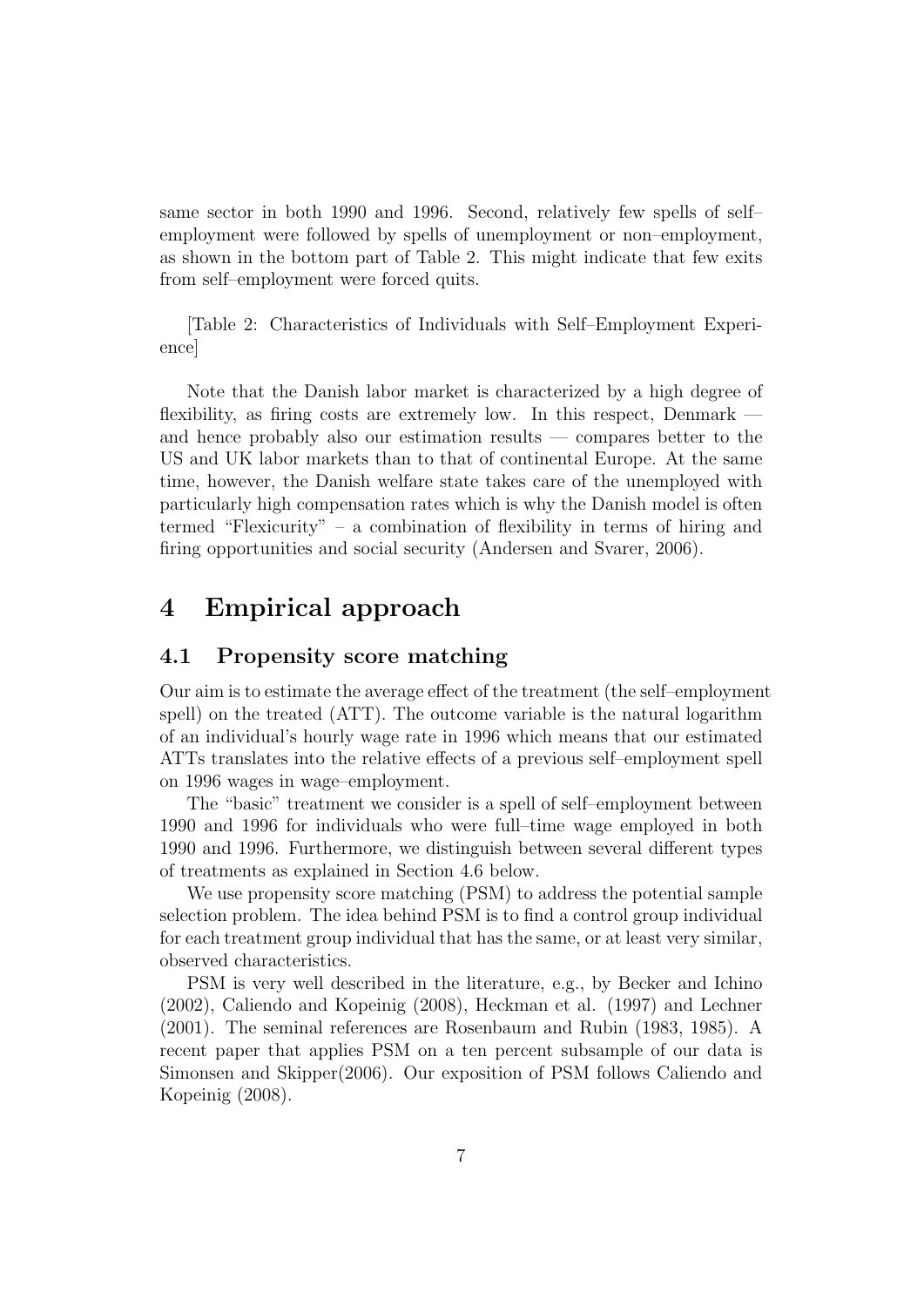same sector in both 1990 and 1996. Second, relatively few spells of self–employment were followed by spells of unemployment or non–employment, as shown in the bottom part of Table 2. This might indicate that few exits from self–employment were forced quits.

[Table 2: Characteristics of Individuals with Self–Employment Experience]

Note that the Danish labor market is characterized by a high degree of flexibility, as firing costs are extremely low. In this respect, Denmark — and hence probably also our estimation results — compares better to the US and UK labor markets than to that of continental Europe. At the same time, however, the Danish welfare state takes care of the unemployed with particularly high compensation rates which is why the Danish model is often termed "Flexicurity" – a combination of flexibility in terms of hiring and firing opportunities and social security (Andersen and Svarer, 2006).

# 4 Empirical approach

## 4.1 Propensity score matching

Our aim is to estimate the average effect of the treatment (the self–employment spell) on the treated (ATT). The outcome variable is the natural logarithm of an individual's hourly wage rate in 1996 which means that our estimated ATTs translates into the relative effects of a previous self–employment spell on 1996 wages in wage–employment.

The "basic" treatment we consider is a spell of self–employment between 1990 and 1996 for individuals who were full–time wage employed in both 1990 and 1996. Furthermore, we distinguish between several different types of treatments as explained in Section 4.6 below.

We use propensity score matching (PSM) to address the potential sample selection problem. The idea behind PSM is to find a control group individual for each treatment group individual that has the same, or at least very similar, observed characteristics.

PSM is very well described in the literature, e.g., by Becker and Ichino (2002), Caliendo and Kopeinig (2008), Heckman et al. (1997) and Lechner (2001). The seminal references are Rosenbaum and Rubin (1983, 1985). A recent paper that applies PSM on a ten percent subsample of our data is Simonsen and Skipper(2006). Our exposition of PSM follows Caliendo and Kopeinig (2008).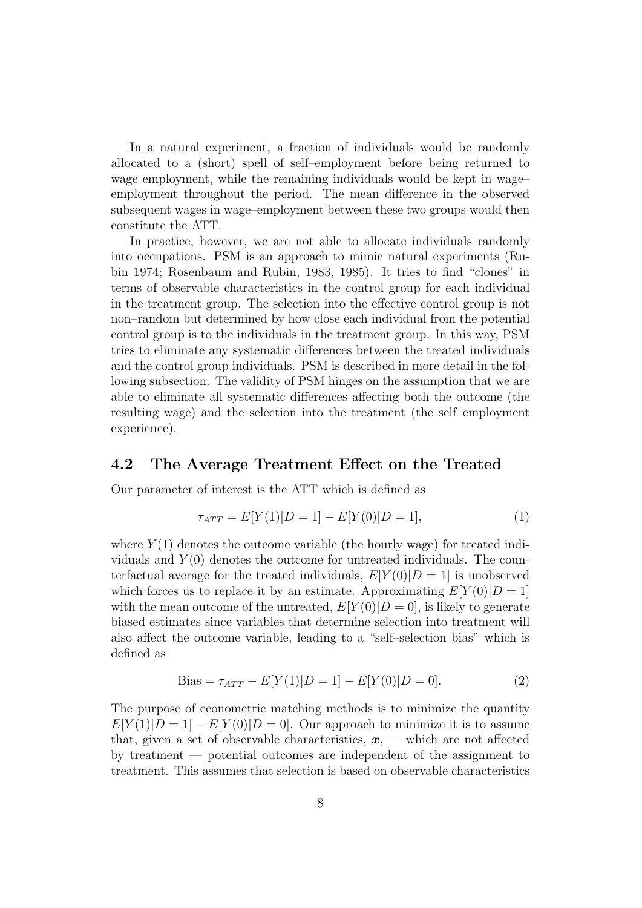In a natural experiment, a fraction of individuals would be randomly allocated to a (short) spell of self–employment before being returned to wage employment, while the remaining individuals would be kept in wage–employment throughout the period. The mean difference in the observed subsequent wages in wage–employment between these two groups would then constitute the ATT.

In practice, however, we are not able to allocate individuals randomly into occupations. PSM is an approach to mimic natural experiments (Rubin 1974; Rosenbaum and Rubin, 1983, 1985). It tries to find "clones" in terms of observable characteristics in the control group for each individual in the treatment group. The selection into the effective control group is not non–random but determined by how close each individual from the potential control group is to the individuals in the treatment group. In this way, PSM tries to eliminate any systematic differences between the treated individuals and the control group individuals. PSM is described in more detail in the following subsection. The validity of PSM hinges on the assumption that we are able to eliminate all systematic differences affecting both the outcome (the resulting wage) and the selection into the treatment (the self–employment experience).

## 4.2 The Average Treatment Effect on the Treated

Our parameter of interest is the ATT which is defined as

$$\tau_{ATT} = E[Y(1)|D = 1] - E[Y(0)|D = 1], \tag{1}$$

where $Y(1)$ denotes the outcome variable (the hourly wage) for treated individuals and $Y(0)$ denotes the outcome for untreated individuals. The counterfactual average for the treated individuals, $E[Y(0)|D = 1]$ is unobserved which forces us to replace it by an estimate. Approximating $E[Y(0)|D = 1]$ with the mean outcome of the untreated, $E[Y(0)|D = 0]$, is likely to generate biased estimates since variables that determine selection into treatment will also affect the outcome variable, leading to a "self–selection bias" which is defined as

$$\text{Bias} = \tau_{ATT} - E[Y(1)|D = 1] - E[Y(0)|D = 0]. \tag{2}$$

The purpose of econometric matching methods is to minimize the quantity $E[Y(1)|D = 1] - E[Y(0)|D = 0]$. Our approach to minimize it is to assume that, given a set of observable characteristics, $\boldsymbol{x}$, — which are not affected by treatment — potential outcomes are independent of the assignment to treatment. This assumes that selection is based on observable characteristics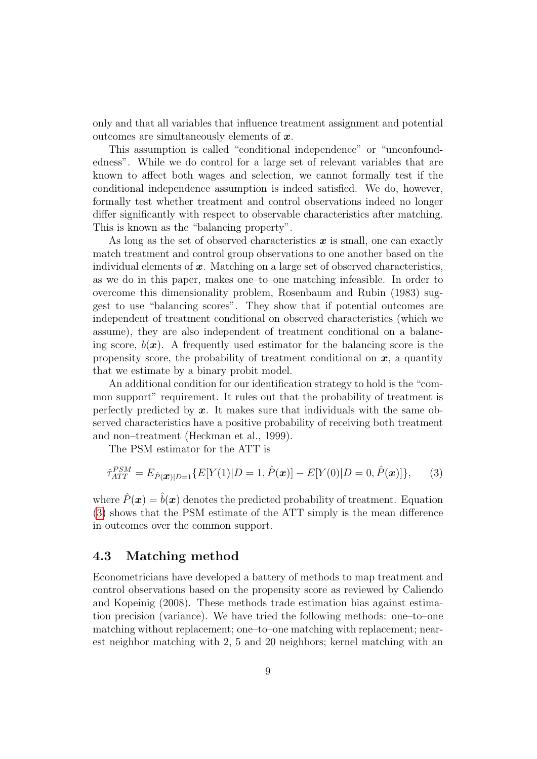only and that all variables that influence treatment assignment and potential outcomes are simultaneously elements of $\boldsymbol{x}$.

This assumption is called "conditional independence" or "unconfoundedness". While we do control for a large set of relevant variables that are known to affect both wages and selection, we cannot formally test if the conditional independence assumption is indeed satisfied. We do, however, formally test whether treatment and control observations indeed no longer differ significantly with respect to observable characteristics after matching. This is known as the "balancing property".

As long as the set of observed characteristics $\boldsymbol{x}$ is small, one can exactly match treatment and control group observations to one another based on the individual elements of $\boldsymbol{x}$. Matching on a large set of observed characteristics, as we do in this paper, makes one–to–one matching infeasible. In order to overcome this dimensionality problem, Rosenbaum and Rubin (1983) suggest to use "balancing scores". They show that if potential outcomes are independent of treatment conditional on observed characteristics (which we assume), they are also independent of treatment conditional on a balancing score, $b(\boldsymbol{x})$. A frequently used estimator for the balancing score is the propensity score, the probability of treatment conditional on $\boldsymbol{x}$, a quantity that we estimate by a binary probit model.

An additional condition for our identification strategy to hold is the "common support" requirement. It rules out that the probability of treatment is perfectly predicted by $\boldsymbol{x}$. It makes sure that individuals with the same observed characteristics have a positive probability of receiving both treatment and non–treatment (Heckman et al., 1999).

The PSM estimator for the ATT is

$$\hat{\tau}_{ATT}^{PSM} = E_{\hat{P}(\boldsymbol{x})|D=1}\{E[Y(1)|D=1, \hat{P}(\boldsymbol{x})] - E[Y(0)|D=0, \hat{P}(\boldsymbol{x})]\}, \qquad (3)$$

where $\hat{P}(\boldsymbol{x}) = \hat{b}(\boldsymbol{x})$ denotes the predicted probability of treatment. Equation (3) shows that the PSM estimate of the ATT simply is the mean difference in outcomes over the common support.

### 4.3 Matching method

Econometricians have developed a battery of methods to map treatment and control observations based on the propensity score as reviewed by Caliendo and Kopeinig (2008). These methods trade estimation bias against estimation precision (variance). We have tried the following methods: one–to–one matching without replacement; one–to–one matching with replacement; nearest neighbor matching with 2, 5 and 20 neighbors; kernel matching with an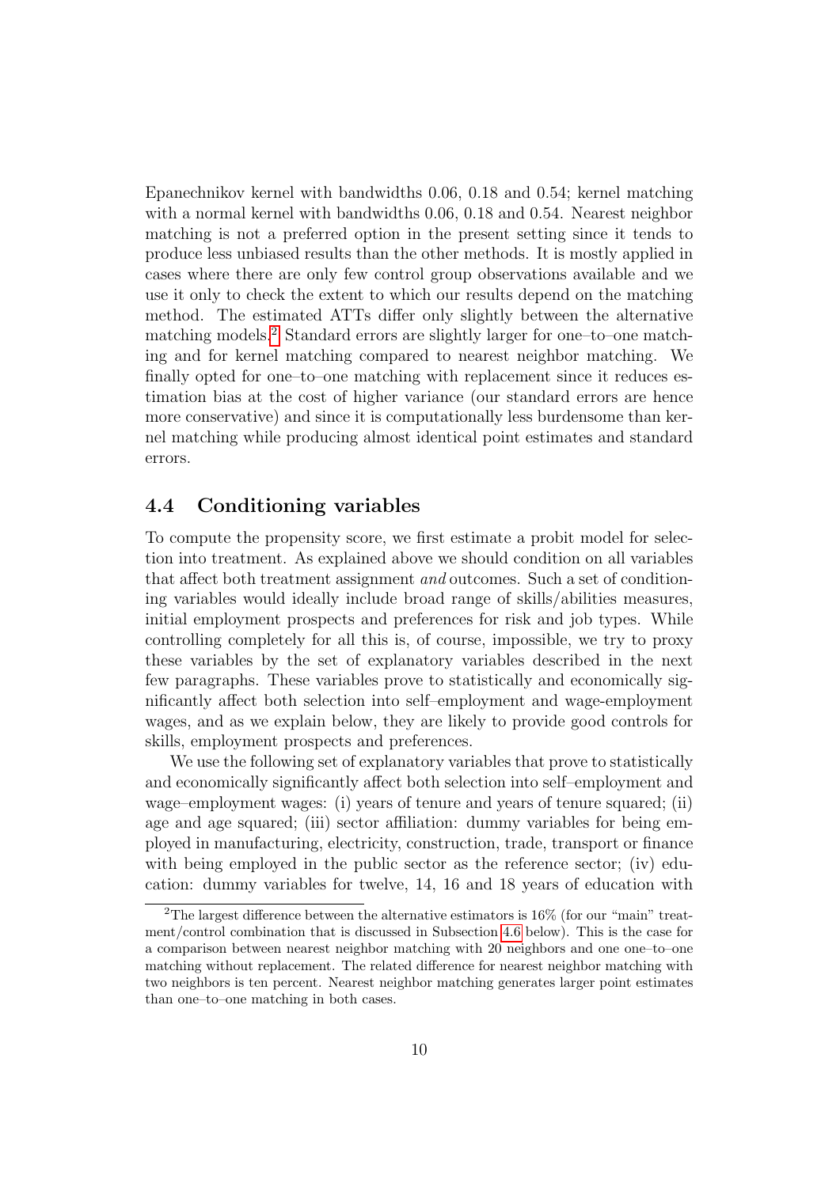Epanechnikov kernel with bandwidths 0.06, 0.18 and 0.54; kernel matching with a normal kernel with bandwidths 0.06, 0.18 and 0.54. Nearest neighbor matching is not a preferred option in the present setting since it tends to produce less unbiased results than the other methods. It is mostly applied in cases where there are only few control group observations available and we use it only to check the extent to which our results depend on the matching method. The estimated ATTs differ only slightly between the alternative matching models.[2] Standard errors are slightly larger for one–to–one matching and for kernel matching compared to nearest neighbor matching. We finally opted for one–to–one matching with replacement since it reduces estimation bias at the cost of higher variance (our standard errors are hence more conservative) and since it is computationally less burdensome than kernel matching while producing almost identical point estimates and standard errors.

### 4.4 Conditioning variables

To compute the propensity score, we first estimate a probit model for selection into treatment. As explained above we should condition on all variables that affect both treatment assignment *and* outcomes. Such a set of conditioning variables would ideally include broad range of skills/abilities measures, initial employment prospects and preferences for risk and job types. While controlling completely for all this is, of course, impossible, we try to proxy these variables by the set of explanatory variables described in the next few paragraphs. These variables prove to statistically and economically significantly affect both selection into self–employment and wage-employment wages, and as we explain below, they are likely to provide good controls for skills, employment prospects and preferences.

We use the following set of explanatory variables that prove to statistically and economically significantly affect both selection into self–employment and wage–employment wages: (i) years of tenure and years of tenure squared; (ii) age and age squared; (iii) sector affiliation: dummy variables for being employed in manufacturing, electricity, construction, trade, transport or finance with being employed in the public sector as the reference sector; (iv) education: dummy variables for twelve, 14, 16 and 18 years of education with

[2] The largest difference between the alternative estimators is 16% (for our "main" treatment/control combination that is discussed in Subsection 4.6 below). This is the case for a comparison between nearest neighbor matching with 20 neighbors and one one–to–one matching without replacement. The related difference for nearest neighbor matching with two neighbors is ten percent. Nearest neighbor matching generates larger point estimates than one–to–one matching in both cases.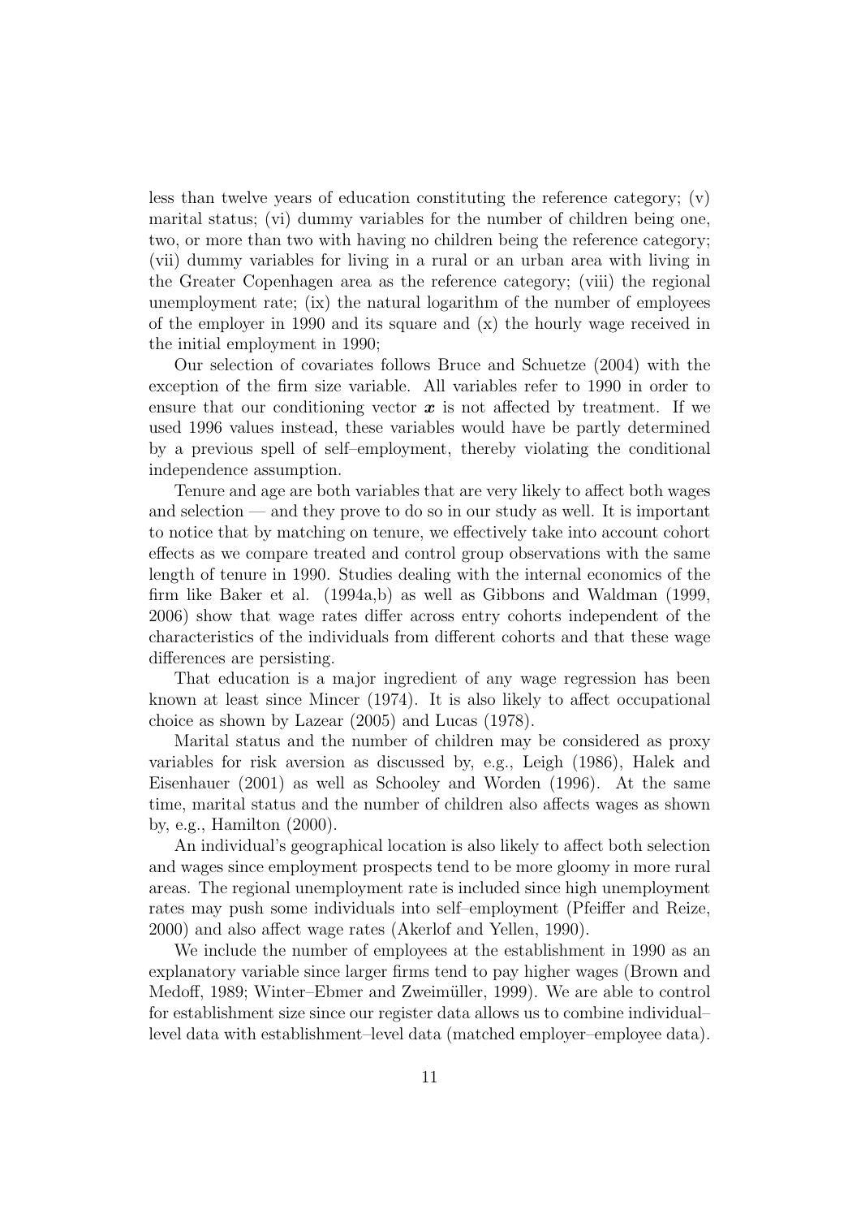less than twelve years of education constituting the reference category; (v) marital status; (vi) dummy variables for the number of children being one, two, or more than two with having no children being the reference category; (vii) dummy variables for living in a rural or an urban area with living in the Greater Copenhagen area as the reference category; (viii) the regional unemployment rate; (ix) the natural logarithm of the number of employees of the employer in 1990 and its square and (x) the hourly wage received in the initial employment in 1990;

Our selection of covariates follows Bruce and Schuetze (2004) with the exception of the firm size variable. All variables refer to 1990 in order to ensure that our conditioning vector $\boldsymbol{x}$ is not affected by treatment. If we used 1996 values instead, these variables would have be partly determined by a previous spell of self–employment, thereby violating the conditional independence assumption.

Tenure and age are both variables that are very likely to affect both wages and selection — and they prove to do so in our study as well. It is important to notice that by matching on tenure, we effectively take into account cohort effects as we compare treated and control group observations with the same length of tenure in 1990. Studies dealing with the internal economics of the firm like Baker et al. (1994a,b) as well as Gibbons and Waldman (1999, 2006) show that wage rates differ across entry cohorts independent of the characteristics of the individuals from different cohorts and that these wage differences are persisting.

That education is a major ingredient of any wage regression has been known at least since Mincer (1974). It is also likely to affect occupational choice as shown by Lazear (2005) and Lucas (1978).

Marital status and the number of children may be considered as proxy variables for risk aversion as discussed by, e.g., Leigh (1986), Halek and Eisenhauer (2001) as well as Schooley and Worden (1996). At the same time, marital status and the number of children also affects wages as shown by, e.g., Hamilton (2000).

An individual's geographical location is also likely to affect both selection and wages since employment prospects tend to be more gloomy in more rural areas. The regional unemployment rate is included since high unemployment rates may push some individuals into self–employment (Pfeiffer and Reize, 2000) and also affect wage rates (Akerlof and Yellen, 1990).

We include the number of employees at the establishment in 1990 as an explanatory variable since larger firms tend to pay higher wages (Brown and Medoff, 1989; Winter–Ebmer and Zweimüller, 1999). We are able to control for establishment size since our register data allows us to combine individual–level data with establishment–level data (matched employer–employee data).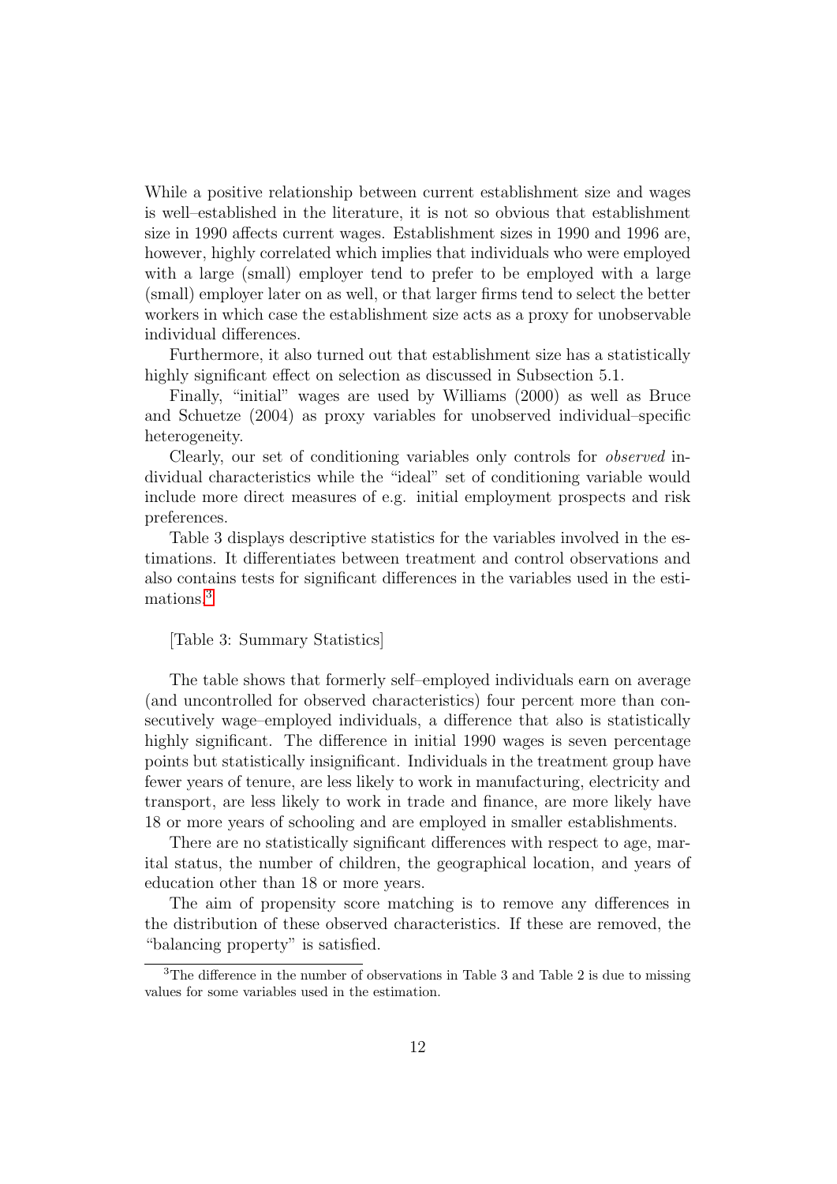While a positive relationship between current establishment size and wages is well–established in the literature, it is not so obvious that establishment size in 1990 affects current wages. Establishment sizes in 1990 and 1996 are, however, highly correlated which implies that individuals who were employed with a large (small) employer tend to prefer to be employed with a large (small) employer later on as well, or that larger firms tend to select the better workers in which case the establishment size acts as a proxy for unobservable individual differences.

Furthermore, it also turned out that establishment size has a statistically highly significant effect on selection as discussed in Subsection 5.1.

Finally, "initial" wages are used by Williams (2000) as well as Bruce and Schuetze (2004) as proxy variables for unobserved individual–specific heterogeneity.

Clearly, our set of conditioning variables only controls for *observed* individual characteristics while the "ideal" set of conditioning variable would include more direct measures of e.g. initial employment prospects and risk preferences.

Table 3 displays descriptive statistics for the variables involved in the estimations. It differentiates between treatment and control observations and also contains tests for significant differences in the variables used in the estimations.[3]

[Table 3: Summary Statistics]

The table shows that formerly self–employed individuals earn on average (and uncontrolled for observed characteristics) four percent more than consecutively wage–employed individuals, a difference that also is statistically highly significant. The difference in initial 1990 wages is seven percentage points but statistically insignificant. Individuals in the treatment group have fewer years of tenure, are less likely to work in manufacturing, electricity and transport, are less likely to work in trade and finance, are more likely have 18 or more years of schooling and are employed in smaller establishments.

There are no statistically significant differences with respect to age, marital status, the number of children, the geographical location, and years of education other than 18 or more years.

The aim of propensity score matching is to remove any differences in the distribution of these observed characteristics. If these are removed, the "balancing property" is satisfied.

[3]The difference in the number of observations in Table 3 and Table 2 is due to missing values for some variables used in the estimation.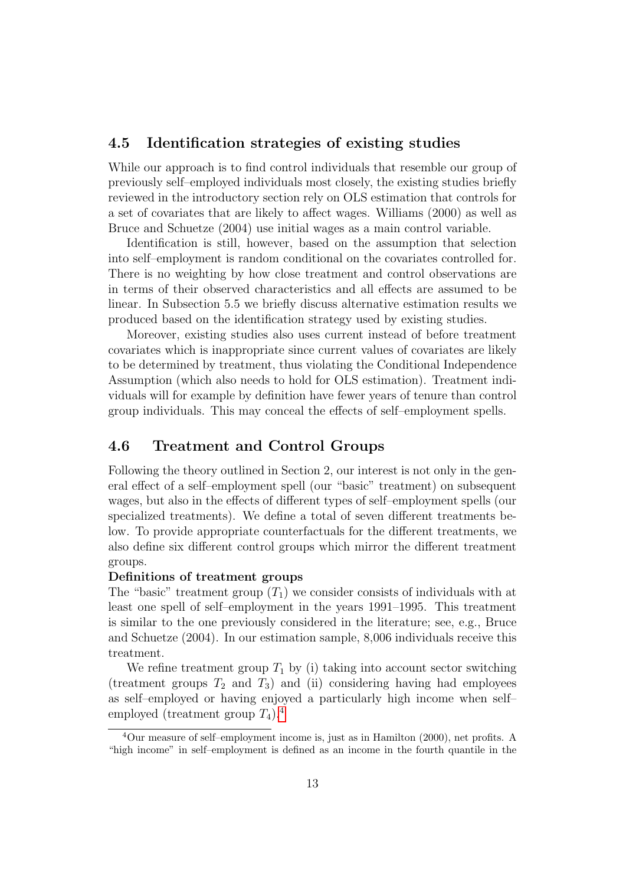### 4.5 Identification strategies of existing studies

While our approach is to find control individuals that resemble our group of previously self–employed individuals most closely, the existing studies briefly reviewed in the introductory section rely on OLS estimation that controls for a set of covariates that are likely to affect wages. Williams (2000) as well as Bruce and Schuetze (2004) use initial wages as a main control variable.

Identification is still, however, based on the assumption that selection into self–employment is random conditional on the covariates controlled for. There is no weighting by how close treatment and control observations are in terms of their observed characteristics and all effects are assumed to be linear. In Subsection 5.5 we briefly discuss alternative estimation results we produced based on the identification strategy used by existing studies.

Moreover, existing studies also uses current instead of before treatment covariates which is inappropriate since current values of covariates are likely to be determined by treatment, thus violating the Conditional Independence Assumption (which also needs to hold for OLS estimation). Treatment individuals will for example by definition have fewer years of tenure than control group individuals. This may conceal the effects of self–employment spells.

### 4.6 Treatment and Control Groups

Following the theory outlined in Section 2, our interest is not only in the general effect of a self–employment spell (our "basic" treatment) on subsequent wages, but also in the effects of different types of self–employment spells (our specialized treatments). We define a total of seven different treatments below. To provide appropriate counterfactuals for the different treatments, we also define six different control groups which mirror the different treatment groups.

**Definitions of treatment groups**

The "basic" treatment group ($T_1$) we consider consists of individuals with at least one spell of self–employment in the years 1991–1995. This treatment is similar to the one previously considered in the literature; see, e.g., Bruce and Schuetze (2004). In our estimation sample, 8,006 individuals receive this treatment.

We refine treatment group $T_1$ by (i) taking into account sector switching (treatment groups $T_2$ and $T_3$) and (ii) considering having had employees as self–employed or having enjoyed a particularly high income when self–employed (treatment group $T_4$).[4]

[4] Our measure of self–employment income is, just as in Hamilton (2000), net profits. A "high income" in self–employment is defined as an income in the fourth quantile in the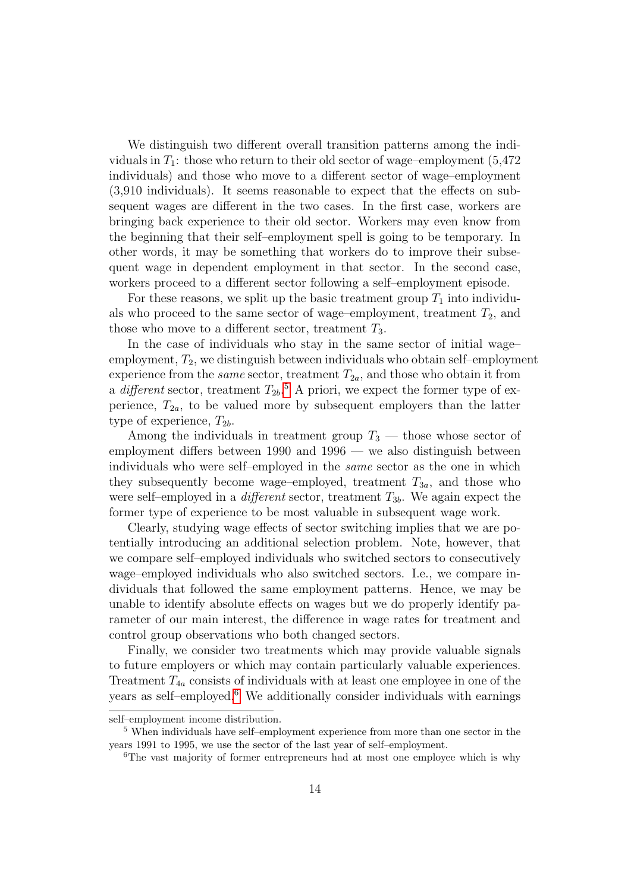We distinguish two different overall transition patterns among the individuals in $T_1$: those who return to their old sector of wage–employment (5,472 individuals) and those who move to a different sector of wage–employment (3,910 individuals). It seems reasonable to expect that the effects on subsequent wages are different in the two cases. In the first case, workers are bringing back experience to their old sector. Workers may even know from the beginning that their self–employment spell is going to be temporary. In other words, it may be something that workers do to improve their subsequent wage in dependent employment in that sector. In the second case, workers proceed to a different sector following a self–employment episode.

For these reasons, we split up the basic treatment group $T_1$ into individuals who proceed to the same sector of wage–employment, treatment $T_2$, and those who move to a different sector, treatment $T_3$.

In the case of individuals who stay in the same sector of initial wage–employment, $T_2$, we distinguish between individuals who obtain self–employment experience from the *same* sector, treatment $T_{2a}$, and those who obtain it from a *different* sector, treatment $T_{2b}$.[5] A priori, we expect the former type of experience, $T_{2a}$, to be valued more by subsequent employers than the latter type of experience, $T_{2b}$.

Among the individuals in treatment group $T_3$ — those whose sector of employment differs between 1990 and 1996 — we also distinguish between individuals who were self–employed in the *same* sector as the one in which they subsequently become wage–employed, treatment $T_{3a}$, and those who were self–employed in a *different* sector, treatment $T_{3b}$. We again expect the former type of experience to be most valuable in subsequent wage work.

Clearly, studying wage effects of sector switching implies that we are potentially introducing an additional selection problem. Note, however, that we compare self–employed individuals who switched sectors to consecutively wage–employed individuals who also switched sectors. I.e., we compare individuals that followed the same employment patterns. Hence, we may be unable to identify absolute effects on wages but we do properly identify parameter of our main interest, the difference in wage rates for treatment and control group observations who both changed sectors.

Finally, we consider two treatments which may provide valuable signals to future employers or which may contain particularly valuable experiences. Treatment $T_{4a}$ consists of individuals with at least one employee in one of the years as self–employed.[6] We additionally consider individuals with earnings

self–employment income distribution.

[5] When individuals have self–employment experience from more than one sector in the years 1991 to 1995, we use the sector of the last year of self–employment.

[6] The vast majority of former entrepreneurs had at most one employee which is why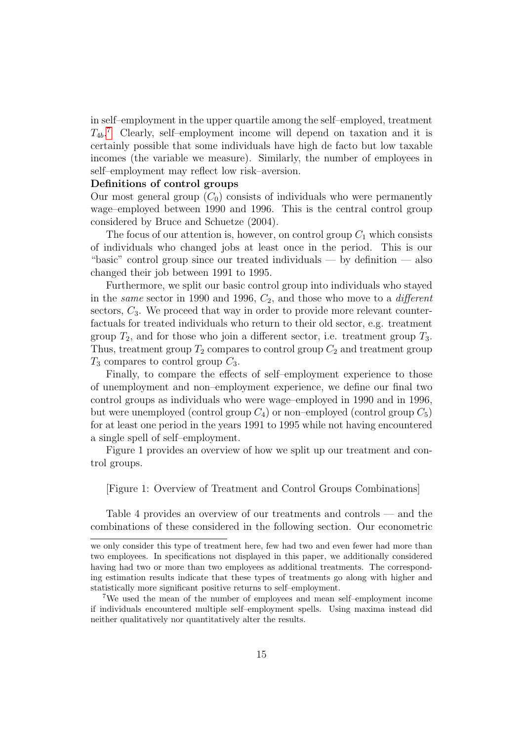in self–employment in the upper quartile among the self–employed, treatment $T_{4b}$.[7] Clearly, self–employment income will depend on taxation and it is certainly possible that some individuals have high de facto but low taxable incomes (the variable we measure). Similarly, the number of employees in self–employment may reflect low risk–aversion.

**Definitions of control groups**

Our most general group ($C_0$) consists of individuals who were permanently wage–employed between 1990 and 1996. This is the central control group considered by Bruce and Schuetze (2004).

The focus of our attention is, however, on control group $C_1$ which consists of individuals who changed jobs at least once in the period. This is our "basic" control group since our treated individuals — by definition — also changed their job between 1991 to 1995.

Furthermore, we split our basic control group into individuals who stayed in the *same* sector in 1990 and 1996, $C_2$, and those who move to a *different* sectors, $C_3$. We proceed that way in order to provide more relevant counterfactuals for treated individuals who return to their old sector, e.g. treatment group $T_2$, and for those who join a different sector, i.e. treatment group $T_3$. Thus, treatment group $T_2$ compares to control group $C_2$ and treatment group $T_3$ compares to control group $C_3$.

Finally, to compare the effects of self–employment experience to those of unemployment and non–employment experience, we define our final two control groups as individuals who were wage–employed in 1990 and in 1996, but were unemployed (control group $C_4$) or non–employed (control group $C_5$) for at least one period in the years 1991 to 1995 while not having encountered a single spell of self–employment.

Figure 1 provides an overview of how we split up our treatment and control groups.

[Figure 1: Overview of Treatment and Control Groups Combinations]

Table 4 provides an overview of our treatments and controls — and the combinations of these considered in the following section. Our econometric

---

we only consider this type of treatment here, few had two and even fewer had more than two employees. In specifications not displayed in this paper, we additionally considered having had two or more than two employees as additional treatments. The corresponding estimation results indicate that these types of treatments go along with higher and statistically more significant positive returns to self–employment.

[7] We used the mean of the number of employees and mean self–employment income if individuals encountered multiple self–employment spells. Using maxima instead did neither qualitatively nor quantitatively alter the results.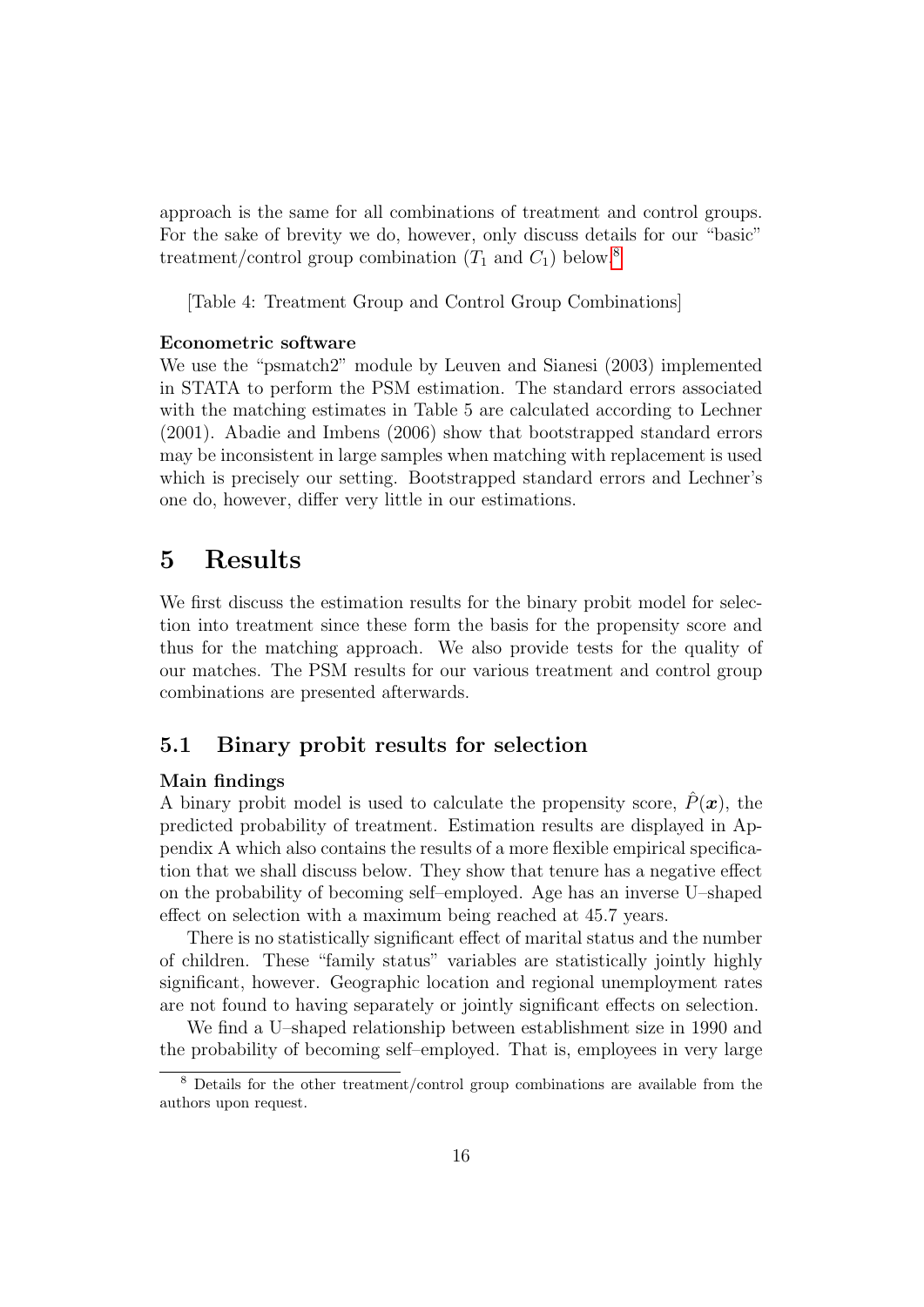approach is the same for all combinations of treatment and control groups. For the sake of brevity we do, however, only discuss details for our "basic" treatment/control group combination ($T_1$ and $C_1$) below.[8]

[Table 4: Treatment Group and Control Group Combinations]

**Econometric software**
We use the "psmatch2" module by Leuven and Sianesi (2003) implemented in STATA to perform the PSM estimation. The standard errors associated with the matching estimates in Table 5 are calculated according to Lechner (2001). Abadie and Imbens (2006) show that bootstrapped standard errors may be inconsistent in large samples when matching with replacement is used which is precisely our setting. Bootstrapped standard errors and Lechner's one do, however, differ very little in our estimations.

# 5 Results

We first discuss the estimation results for the binary probit model for selection into treatment since these form the basis for the propensity score and thus for the matching approach. We also provide tests for the quality of our matches. The PSM results for our various treatment and control group combinations are presented afterwards.

## 5.1 Binary probit results for selection

**Main findings**
A binary probit model is used to calculate the propensity score, $\hat{P}(\boldsymbol{x})$, the predicted probability of treatment. Estimation results are displayed in Appendix A which also contains the results of a more flexible empirical specification that we shall discuss below. They show that tenure has a negative effect on the probability of becoming self–employed. Age has an inverse U–shaped effect on selection with a maximum being reached at 45.7 years.

There is no statistically significant effect of marital status and the number of children. These "family status" variables are statistically jointly highly significant, however. Geographic location and regional unemployment rates are not found to having separately or jointly significant effects on selection.

We find a U–shaped relationship between establishment size in 1990 and the probability of becoming self–employed. That is, employees in very large

[8] Details for the other treatment/control group combinations are available from the authors upon request.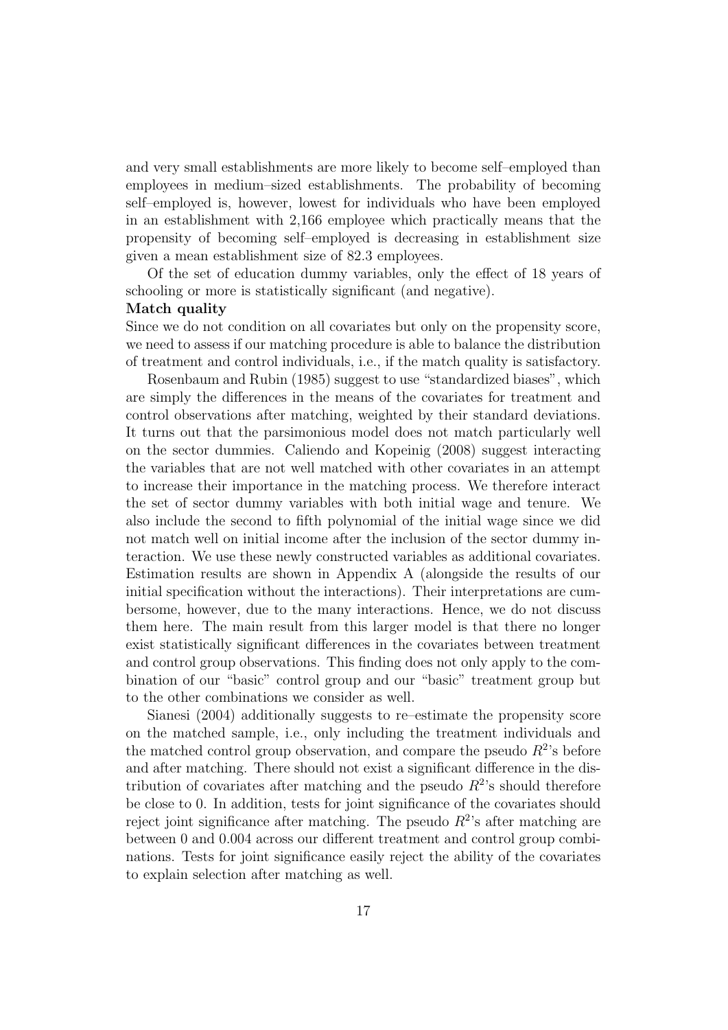and very small establishments are more likely to become self–employed than employees in medium–sized establishments. The probability of becoming self–employed is, however, lowest for individuals who have been employed in an establishment with 2,166 employee which practically means that the propensity of becoming self–employed is decreasing in establishment size given a mean establishment size of 82.3 employees.

Of the set of education dummy variables, only the effect of 18 years of schooling or more is statistically significant (and negative).

**Match quality**

Since we do not condition on all covariates but only on the propensity score, we need to assess if our matching procedure is able to balance the distribution of treatment and control individuals, i.e., if the match quality is satisfactory.

Rosenbaum and Rubin (1985) suggest to use "standardized biases", which are simply the differences in the means of the covariates for treatment and control observations after matching, weighted by their standard deviations. It turns out that the parsimonious model does not match particularly well on the sector dummies. Caliendo and Kopeinig (2008) suggest interacting the variables that are not well matched with other covariates in an attempt to increase their importance in the matching process. We therefore interact the set of sector dummy variables with both initial wage and tenure. We also include the second to fifth polynomial of the initial wage since we did not match well on initial income after the inclusion of the sector dummy interaction. We use these newly constructed variables as additional covariates. Estimation results are shown in Appendix A (alongside the results of our initial specification without the interactions). Their interpretations are cumbersome, however, due to the many interactions. Hence, we do not discuss them here. The main result from this larger model is that there no longer exist statistically significant differences in the covariates between treatment and control group observations. This finding does not only apply to the combination of our "basic" control group and our "basic" treatment group but to the other combinations we consider as well.

Sianesi (2004) additionally suggests to re–estimate the propensity score on the matched sample, i.e., only including the treatment individuals and the matched control group observation, and compare the pseudo $R^2$'s before and after matching. There should not exist a significant difference in the distribution of covariates after matching and the pseudo $R^2$'s should therefore be close to 0. In addition, tests for joint significance of the covariates should reject joint significance after matching. The pseudo $R^2$'s after matching are between 0 and 0.004 across our different treatment and control group combinations. Tests for joint significance easily reject the ability of the covariates to explain selection after matching as well.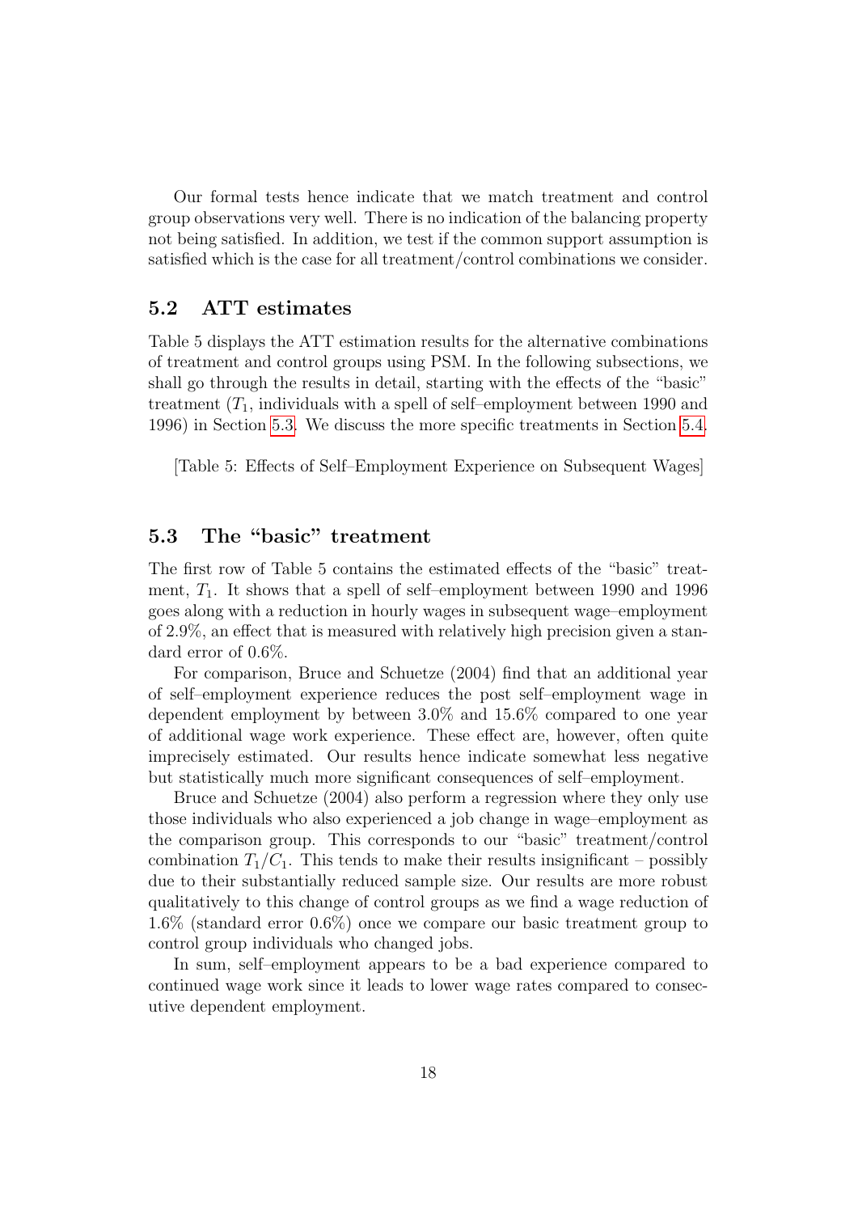Our formal tests hence indicate that we match treatment and control group observations very well. There is no indication of the balancing property not being satisfied. In addition, we test if the common support assumption is satisfied which is the case for all treatment/control combinations we consider.

## 5.2 ATT estimates

Table 5 displays the ATT estimation results for the alternative combinations of treatment and control groups using PSM. In the following subsections, we shall go through the results in detail, starting with the effects of the "basic" treatment ($T_1$, individuals with a spell of self–employment between 1990 and 1996) in Section 5.3. We discuss the more specific treatments in Section 5.4.

[Table 5: Effects of Self–Employment Experience on Subsequent Wages]

## 5.3 The "basic" treatment

The first row of Table 5 contains the estimated effects of the "basic" treatment, $T_1$. It shows that a spell of self–employment between 1990 and 1996 goes along with a reduction in hourly wages in subsequent wage–employment of 2.9%, an effect that is measured with relatively high precision given a standard error of 0.6%.

For comparison, Bruce and Schuetze (2004) find that an additional year of self–employment experience reduces the post self–employment wage in dependent employment by between 3.0% and 15.6% compared to one year of additional wage work experience. These effect are, however, often quite imprecisely estimated. Our results hence indicate somewhat less negative but statistically much more significant consequences of self–employment.

Bruce and Schuetze (2004) also perform a regression where they only use those individuals who also experienced a job change in wage–employment as the comparison group. This corresponds to our "basic" treatment/control combination $T_1/C_1$. This tends to make their results insignificant – possibly due to their substantially reduced sample size. Our results are more robust qualitatively to this change of control groups as we find a wage reduction of 1.6% (standard error 0.6%) once we compare our basic treatment group to control group individuals who changed jobs.

In sum, self–employment appears to be a bad experience compared to continued wage work since it leads to lower wage rates compared to consecutive dependent employment.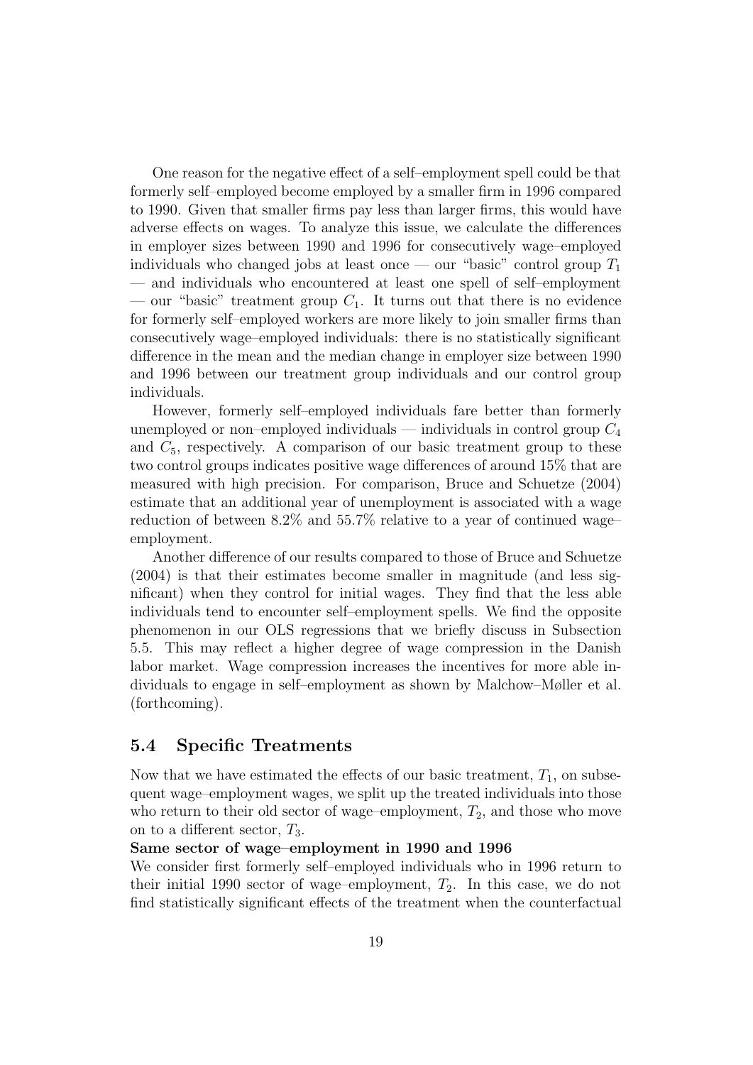One reason for the negative effect of a self–employment spell could be that formerly self–employed become employed by a smaller firm in 1996 compared to 1990. Given that smaller firms pay less than larger firms, this would have adverse effects on wages. To analyze this issue, we calculate the differences in employer sizes between 1990 and 1996 for consecutively wage–employed individuals who changed jobs at least once — our "basic" control group $T_1$ — and individuals who encountered at least one spell of self–employment — our "basic" treatment group $C_1$. It turns out that there is no evidence for formerly self–employed workers are more likely to join smaller firms than consecutively wage–employed individuals: there is no statistically significant difference in the mean and the median change in employer size between 1990 and 1996 between our treatment group individuals and our control group individuals.

However, formerly self–employed individuals fare better than formerly unemployed or non–employed individuals — individuals in control group $C_4$ and $C_5$, respectively. A comparison of our basic treatment group to these two control groups indicates positive wage differences of around 15% that are measured with high precision. For comparison, Bruce and Schuetze (2004) estimate that an additional year of unemployment is associated with a wage reduction of between 8.2% and 55.7% relative to a year of continued wage–employment.

Another difference of our results compared to those of Bruce and Schuetze (2004) is that their estimates become smaller in magnitude (and less significant) when they control for initial wages. They find that the less able individuals tend to encounter self–employment spells. We find the opposite phenomenon in our OLS regressions that we briefly discuss in Subsection 5.5. This may reflect a higher degree of wage compression in the Danish labor market. Wage compression increases the incentives for more able individuals to engage in self–employment as shown by Malchow–Møller et al. (forthcoming).

## 5.4 Specific Treatments

Now that we have estimated the effects of our basic treatment, $T_1$, on subsequent wage–employment wages, we split up the treated individuals into those who return to their old sector of wage–employment, $T_2$, and those who move on to a different sector, $T_3$.

**Same sector of wage–employment in 1990 and 1996**

We consider first formerly self–employed individuals who in 1996 return to their initial 1990 sector of wage–employment, $T_2$. In this case, we do not find statistically significant effects of the treatment when the counterfactual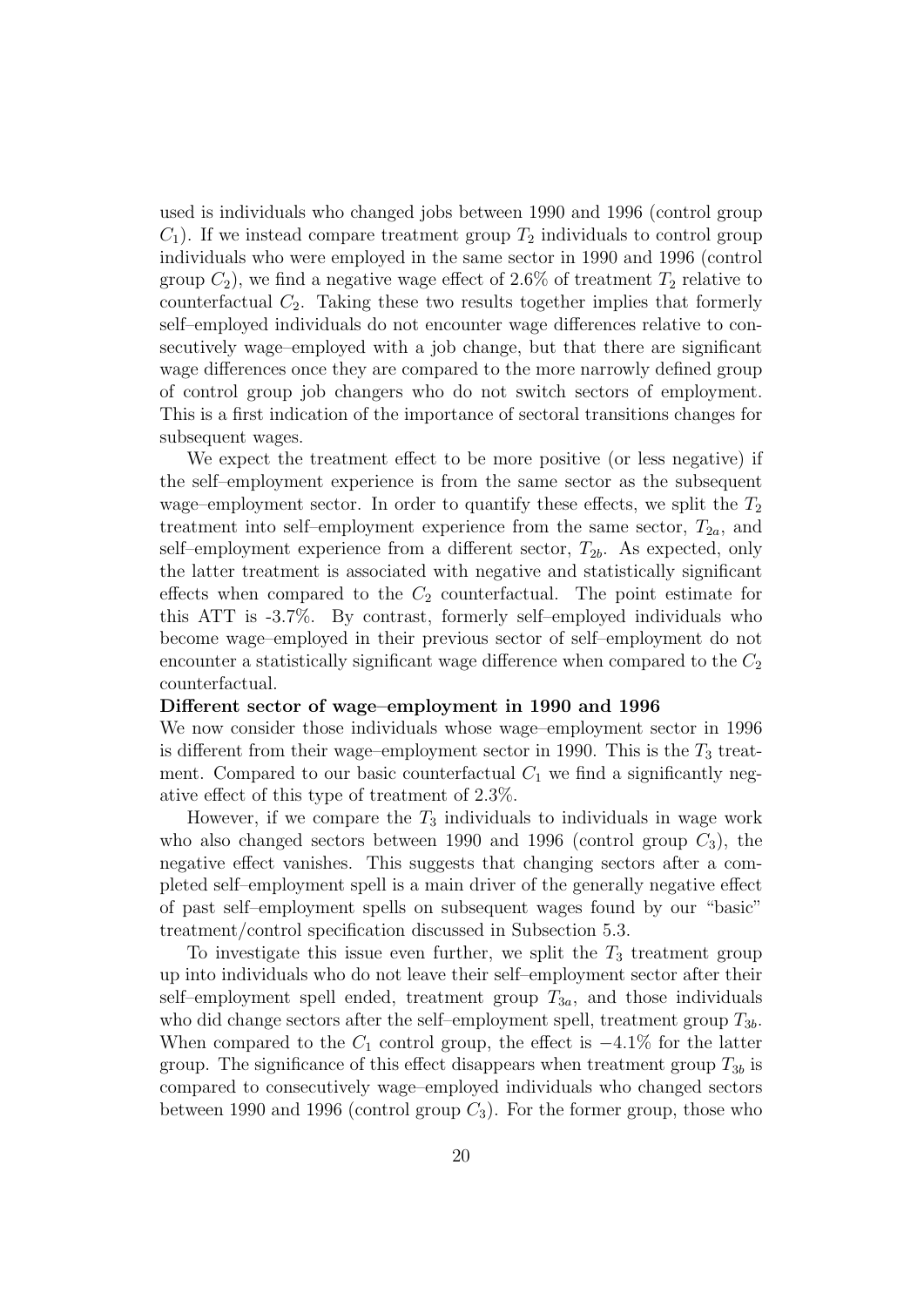used is individuals who changed jobs between 1990 and 1996 (control group $C_1$). If we instead compare treatment group $T_2$ individuals to control group individuals who were employed in the same sector in 1990 and 1996 (control group $C_2$), we find a negative wage effect of 2.6% of treatment $T_2$ relative to counterfactual $C_2$. Taking these two results together implies that formerly self–employed individuals do not encounter wage differences relative to consecutively wage–employed with a job change, but that there are significant wage differences once they are compared to the more narrowly defined group of control group job changers who do not switch sectors of employment. This is a first indication of the importance of sectoral transitions changes for subsequent wages.

We expect the treatment effect to be more positive (or less negative) if the self–employment experience is from the same sector as the subsequent wage–employment sector. In order to quantify these effects, we split the $T_2$ treatment into self–employment experience from the same sector, $T_{2a}$, and self–employment experience from a different sector, $T_{2b}$. As expected, only the latter treatment is associated with negative and statistically significant effects when compared to the $C_2$ counterfactual. The point estimate for this ATT is -3.7%. By contrast, formerly self–employed individuals who become wage–employed in their previous sector of self–employment do not encounter a statistically significant wage difference when compared to the $C_2$ counterfactual.

**Different sector of wage–employment in 1990 and 1996**

We now consider those individuals whose wage–employment sector in 1996 is different from their wage–employment sector in 1990. This is the $T_3$ treatment. Compared to our basic counterfactual $C_1$ we find a significantly negative effect of this type of treatment of 2.3%.

However, if we compare the $T_3$ individuals to individuals in wage work who also changed sectors between 1990 and 1996 (control group $C_3$), the negative effect vanishes. This suggests that changing sectors after a completed self–employment spell is a main driver of the generally negative effect of past self–employment spells on subsequent wages found by our "basic" treatment/control specification discussed in Subsection 5.3.

To investigate this issue even further, we split the $T_3$ treatment group up into individuals who do not leave their self–employment sector after their self–employment spell ended, treatment group $T_{3a}$, and those individuals who did change sectors after the self–employment spell, treatment group $T_{3b}$. When compared to the $C_1$ control group, the effect is $-4.1\%$ for the latter group. The significance of this effect disappears when treatment group $T_{3b}$ is compared to consecutively wage–employed individuals who changed sectors between 1990 and 1996 (control group $C_3$). For the former group, those who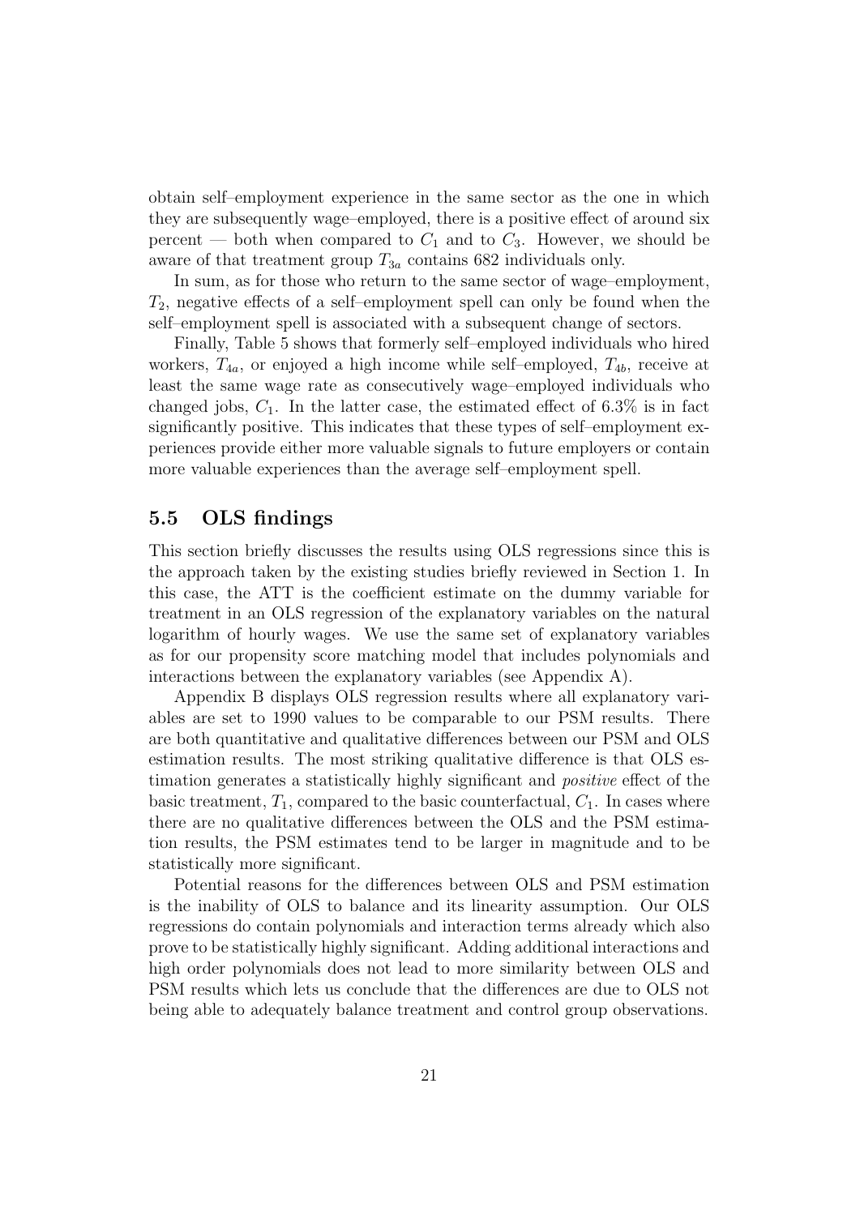obtain self–employment experience in the same sector as the one in which they are subsequently wage–employed, there is a positive effect of around six percent — both when compared to $C_1$ and to $C_3$. However, we should be aware of that treatment group $T_{3a}$ contains 682 individuals only.

In sum, as for those who return to the same sector of wage–employment, $T_2$, negative effects of a self–employment spell can only be found when the self–employment spell is associated with a subsequent change of sectors.

Finally, Table 5 shows that formerly self–employed individuals who hired workers, $T_{4a}$, or enjoyed a high income while self–employed, $T_{4b}$, receive at least the same wage rate as consecutively wage–employed individuals who changed jobs, $C_1$. In the latter case, the estimated effect of 6.3% is in fact significantly positive. This indicates that these types of self–employment experiences provide either more valuable signals to future employers or contain more valuable experiences than the average self–employment spell.

## 5.5 OLS findings

This section briefly discusses the results using OLS regressions since this is the approach taken by the existing studies briefly reviewed in Section 1. In this case, the ATT is the coefficient estimate on the dummy variable for treatment in an OLS regression of the explanatory variables on the natural logarithm of hourly wages. We use the same set of explanatory variables as for our propensity score matching model that includes polynomials and interactions between the explanatory variables (see Appendix A).

Appendix B displays OLS regression results where all explanatory variables are set to 1990 values to be comparable to our PSM results. There are both quantitative and qualitative differences between our PSM and OLS estimation results. The most striking qualitative difference is that OLS estimation generates a statistically highly significant and *positive* effect of the basic treatment, $T_1$, compared to the basic counterfactual, $C_1$. In cases where there are no qualitative differences between the OLS and the PSM estimation results, the PSM estimates tend to be larger in magnitude and to be statistically more significant.

Potential reasons for the differences between OLS and PSM estimation is the inability of OLS to balance and its linearity assumption. Our OLS regressions do contain polynomials and interaction terms already which also prove to be statistically highly significant. Adding additional interactions and high order polynomials does not lead to more similarity between OLS and PSM results which lets us conclude that the differences are due to OLS not being able to adequately balance treatment and control group observations.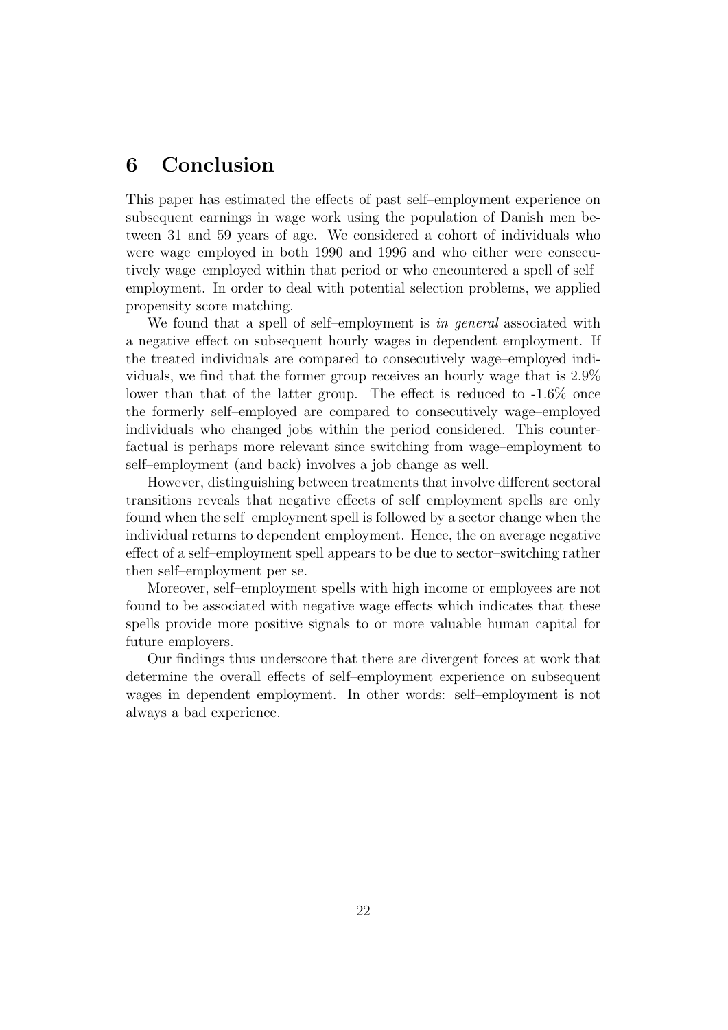## 6 Conclusion

This paper has estimated the effects of past self–employment experience on subsequent earnings in wage work using the population of Danish men between 31 and 59 years of age. We considered a cohort of individuals who were wage–employed in both 1990 and 1996 and who either were consecutively wage–employed within that period or who encountered a spell of self–employment. In order to deal with potential selection problems, we applied propensity score matching.

We found that a spell of self–employment is *in general* associated with a negative effect on subsequent hourly wages in dependent employment. If the treated individuals are compared to consecutively wage–employed individuals, we find that the former group receives an hourly wage that is 2.9% lower than that of the latter group. The effect is reduced to -1.6% once the formerly self–employed are compared to consecutively wage–employed individuals who changed jobs within the period considered. This counterfactual is perhaps more relevant since switching from wage–employment to self–employment (and back) involves a job change as well.

However, distinguishing between treatments that involve different sectoral transitions reveals that negative effects of self–employment spells are only found when the self–employment spell is followed by a sector change when the individual returns to dependent employment. Hence, the on average negative effect of a self–employment spell appears to be due to sector–switching rather then self–employment per se.

Moreover, self–employment spells with high income or employees are not found to be associated with negative wage effects which indicates that these spells provide more positive signals to or more valuable human capital for future employers.

Our findings thus underscore that there are divergent forces at work that determine the overall effects of self–employment experience on subsequent wages in dependent employment. In other words: self–employment is not always a bad experience.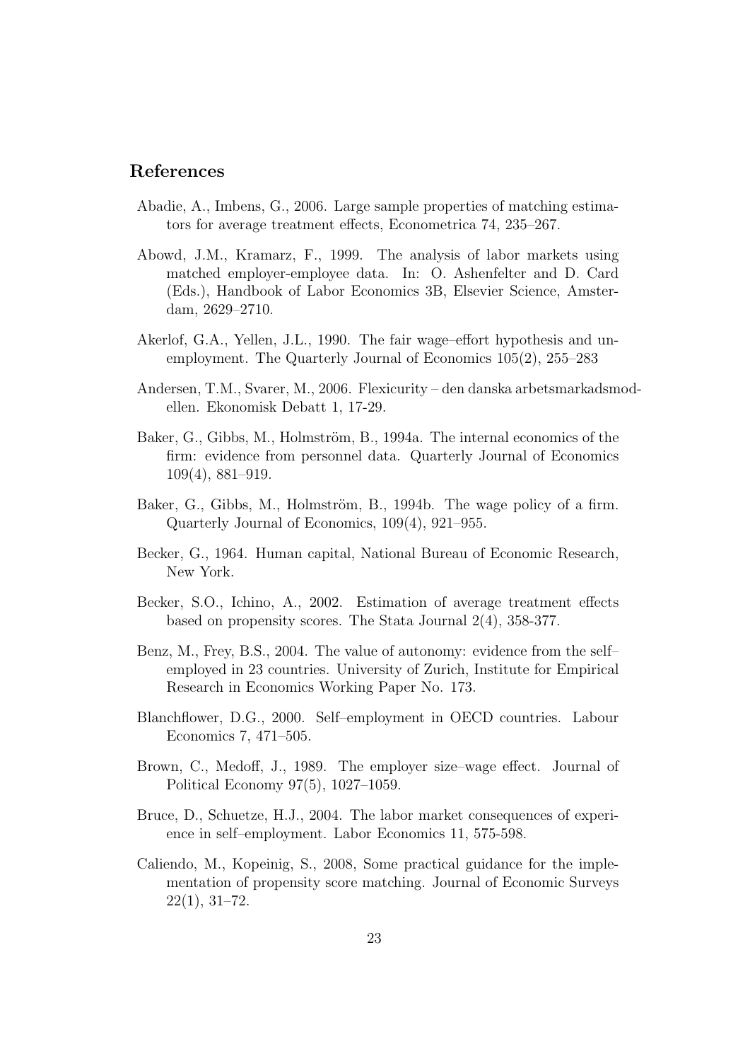## References

Abadie, A., Imbens, G., 2006. Large sample properties of matching estimators for average treatment effects, Econometrica 74, 235–267.

Abowd, J.M., Kramarz, F., 1999. The analysis of labor markets using matched employer-employee data. In: O. Ashenfelter and D. Card (Eds.), Handbook of Labor Economics 3B, Elsevier Science, Amsterdam, 2629–2710.

Akerlof, G.A., Yellen, J.L., 1990. The fair wage–effort hypothesis and unemployment. The Quarterly Journal of Economics 105(2), 255–283

Andersen, T.M., Svarer, M., 2006. Flexicurity – den danska arbetsmarkadsmodellen. Ekonomisk Debatt 1, 17-29.

Baker, G., Gibbs, M., Holmström, B., 1994a. The internal economics of the firm: evidence from personnel data. Quarterly Journal of Economics 109(4), 881–919.

Baker, G., Gibbs, M., Holmström, B., 1994b. The wage policy of a firm. Quarterly Journal of Economics, 109(4), 921–955.

Becker, G., 1964. Human capital, National Bureau of Economic Research, New York.

Becker, S.O., Ichino, A., 2002. Estimation of average treatment effects based on propensity scores. The Stata Journal 2(4), 358-377.

Benz, M., Frey, B.S., 2004. The value of autonomy: evidence from the self–employed in 23 countries. University of Zurich, Institute for Empirical Research in Economics Working Paper No. 173.

Blanchflower, D.G., 2000. Self–employment in OECD countries. Labour Economics 7, 471–505.

Brown, C., Medoff, J., 1989. The employer size–wage effect. Journal of Political Economy 97(5), 1027–1059.

Bruce, D., Schuetze, H.J., 2004. The labor market consequences of experience in self–employment. Labor Economics 11, 575-598.

Caliendo, M., Kopeinig, S., 2008, Some practical guidance for the implementation of propensity score matching. Journal of Economic Surveys 22(1), 31–72.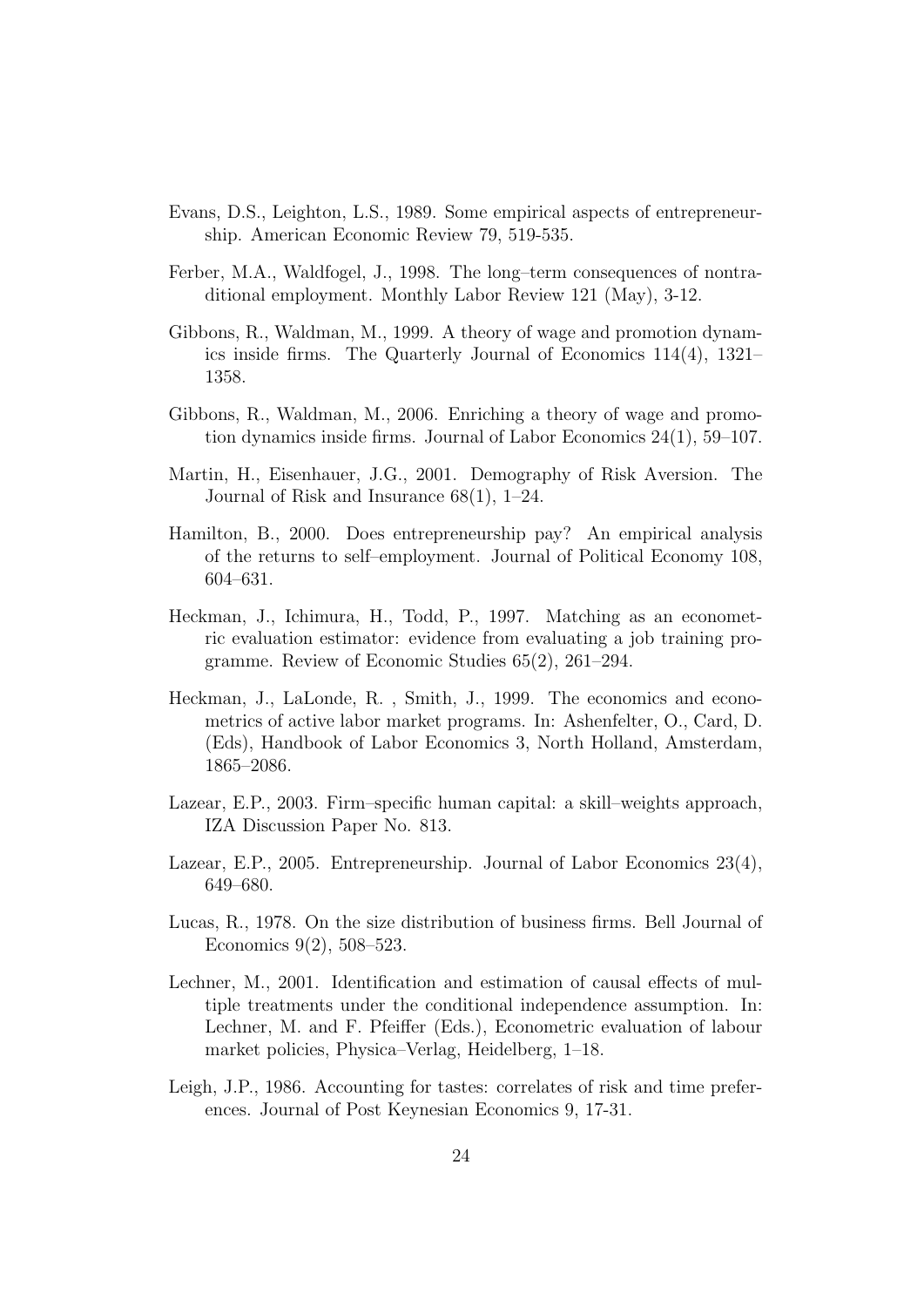Evans, D.S., Leighton, L.S., 1989. Some empirical aspects of entrepreneurship. American Economic Review 79, 519-535.

Ferber, M.A., Waldfogel, J., 1998. The long–term consequences of nontraditional employment. Monthly Labor Review 121 (May), 3-12.

Gibbons, R., Waldman, M., 1999. A theory of wage and promotion dynamics inside firms. The Quarterly Journal of Economics 114(4), 1321–1358.

Gibbons, R., Waldman, M., 2006. Enriching a theory of wage and promotion dynamics inside firms. Journal of Labor Economics 24(1), 59–107.

Martin, H., Eisenhauer, J.G., 2001. Demography of Risk Aversion. The Journal of Risk and Insurance 68(1), 1–24.

Hamilton, B., 2000. Does entrepreneurship pay? An empirical analysis of the returns to self–employment. Journal of Political Economy 108, 604–631.

Heckman, J., Ichimura, H., Todd, P., 1997. Matching as an econometric evaluation estimator: evidence from evaluating a job training programme. Review of Economic Studies 65(2), 261–294.

Heckman, J., LaLonde, R. , Smith, J., 1999. The economics and econometrics of active labor market programs. In: Ashenfelter, O., Card, D. (Eds), Handbook of Labor Economics 3, North Holland, Amsterdam, 1865–2086.

Lazear, E.P., 2003. Firm–specific human capital: a skill–weights approach, IZA Discussion Paper No. 813.

Lazear, E.P., 2005. Entrepreneurship. Journal of Labor Economics 23(4), 649–680.

Lucas, R., 1978. On the size distribution of business firms. Bell Journal of Economics 9(2), 508–523.

Lechner, M., 2001. Identification and estimation of causal effects of multiple treatments under the conditional independence assumption. In: Lechner, M. and F. Pfeiffer (Eds.), Econometric evaluation of labour market policies, Physica–Verlag, Heidelberg, 1–18.

Leigh, J.P., 1986. Accounting for tastes: correlates of risk and time preferences. Journal of Post Keynesian Economics 9, 17-31.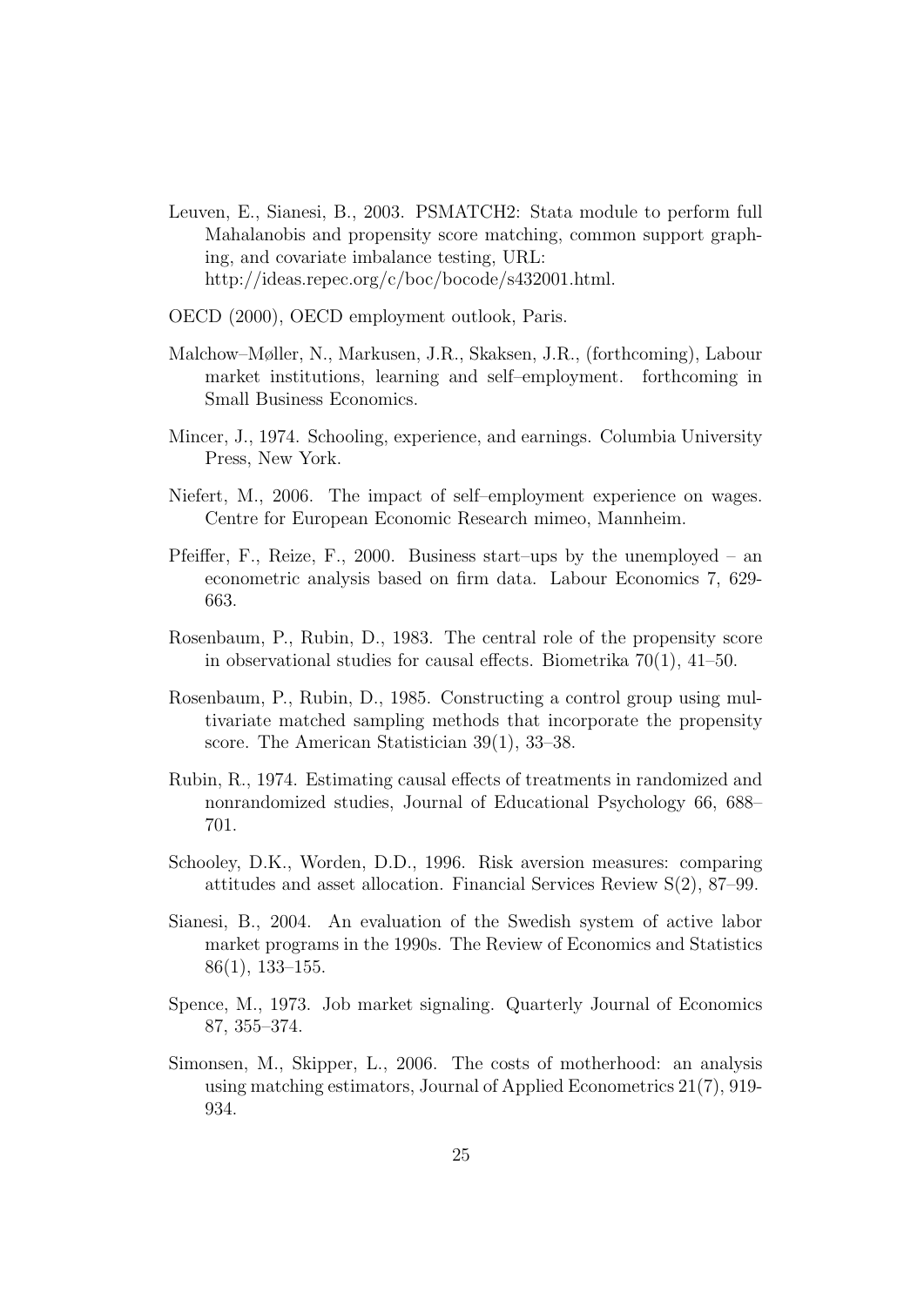Leuven, E., Sianesi, B., 2003. PSMATCH2: Stata module to perform full Mahalanobis and propensity score matching, common support graphing, and covariate imbalance testing, URL: http://ideas.repec.org/c/boc/bocode/s432001.html.

OECD (2000), OECD employment outlook, Paris.

Malchow–Møller, N., Markusen, J.R., Skaksen, J.R., (forthcoming), Labour market institutions, learning and self–employment. forthcoming in Small Business Economics.

Mincer, J., 1974. Schooling, experience, and earnings. Columbia University Press, New York.

Niefert, M., 2006. The impact of self–employment experience on wages. Centre for European Economic Research mimeo, Mannheim.

Pfeiffer, F., Reize, F., 2000. Business start–ups by the unemployed – an econometric analysis based on firm data. Labour Economics 7, 629-663.

Rosenbaum, P., Rubin, D., 1983. The central role of the propensity score in observational studies for causal effects. Biometrika 70(1), 41–50.

Rosenbaum, P., Rubin, D., 1985. Constructing a control group using multivariate matched sampling methods that incorporate the propensity score. The American Statistician 39(1), 33–38.

Rubin, R., 1974. Estimating causal effects of treatments in randomized and nonrandomized studies, Journal of Educational Psychology 66, 688–701.

Schooley, D.K., Worden, D.D., 1996. Risk aversion measures: comparing attitudes and asset allocation. Financial Services Review S(2), 87–99.

Sianesi, B., 2004. An evaluation of the Swedish system of active labor market programs in the 1990s. The Review of Economics and Statistics 86(1), 133–155.

Spence, M., 1973. Job market signaling. Quarterly Journal of Economics 87, 355–374.

Simonsen, M., Skipper, L., 2006. The costs of motherhood: an analysis using matching estimators, Journal of Applied Econometrics 21(7), 919-934.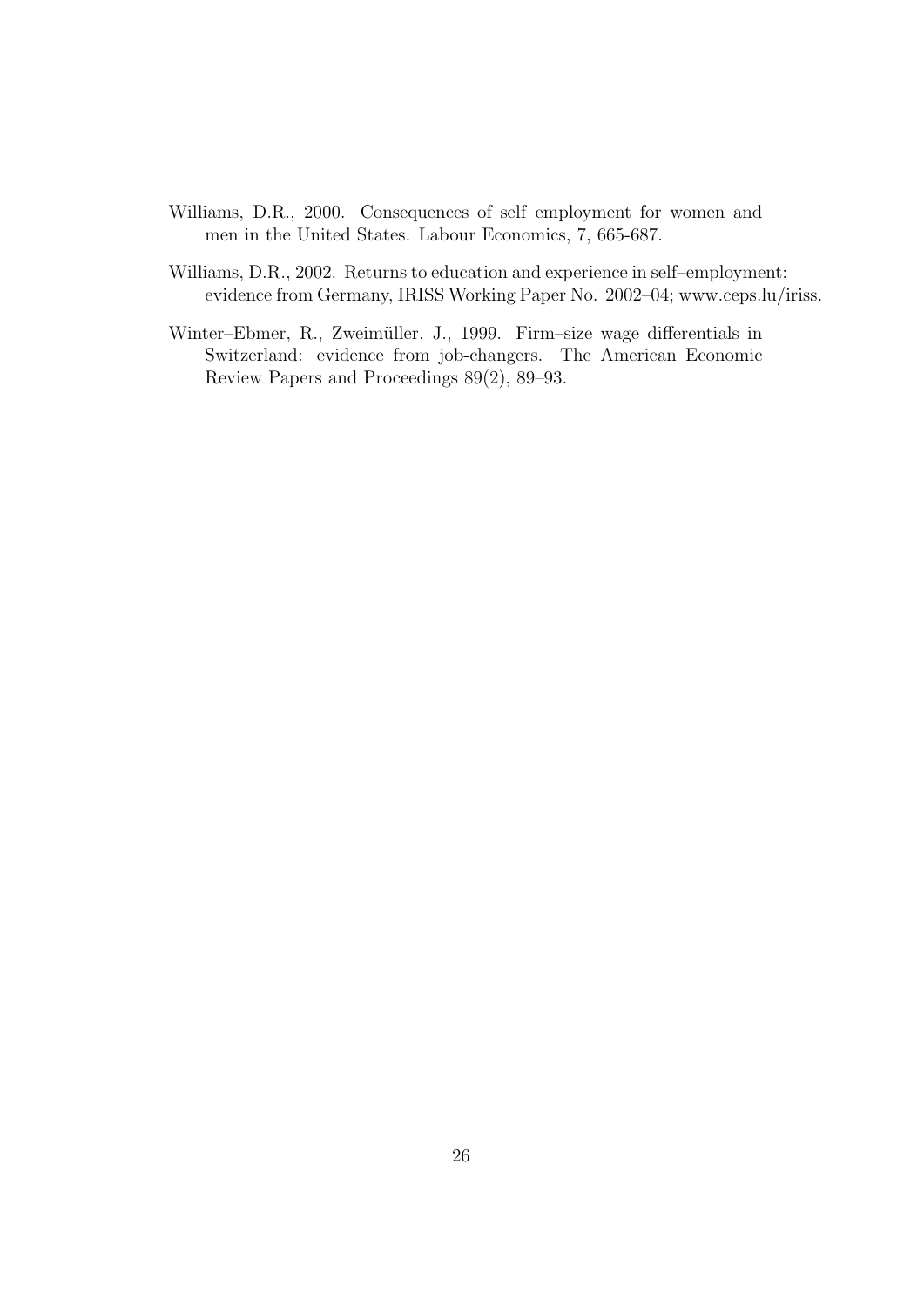Williams, D.R., 2000. Consequences of self–employment for women and men in the United States. Labour Economics, 7, 665-687.

Williams, D.R., 2002. Returns to education and experience in self–employment: evidence from Germany, IRISS Working Paper No. 2002–04; www.ceps.lu/iriss.

Winter–Ebmer, R., Zweimüller, J., 1999. Firm–size wage differentials in Switzerland: evidence from job-changers. The American Economic Review Papers and Proceedings 89(2), 89–93.